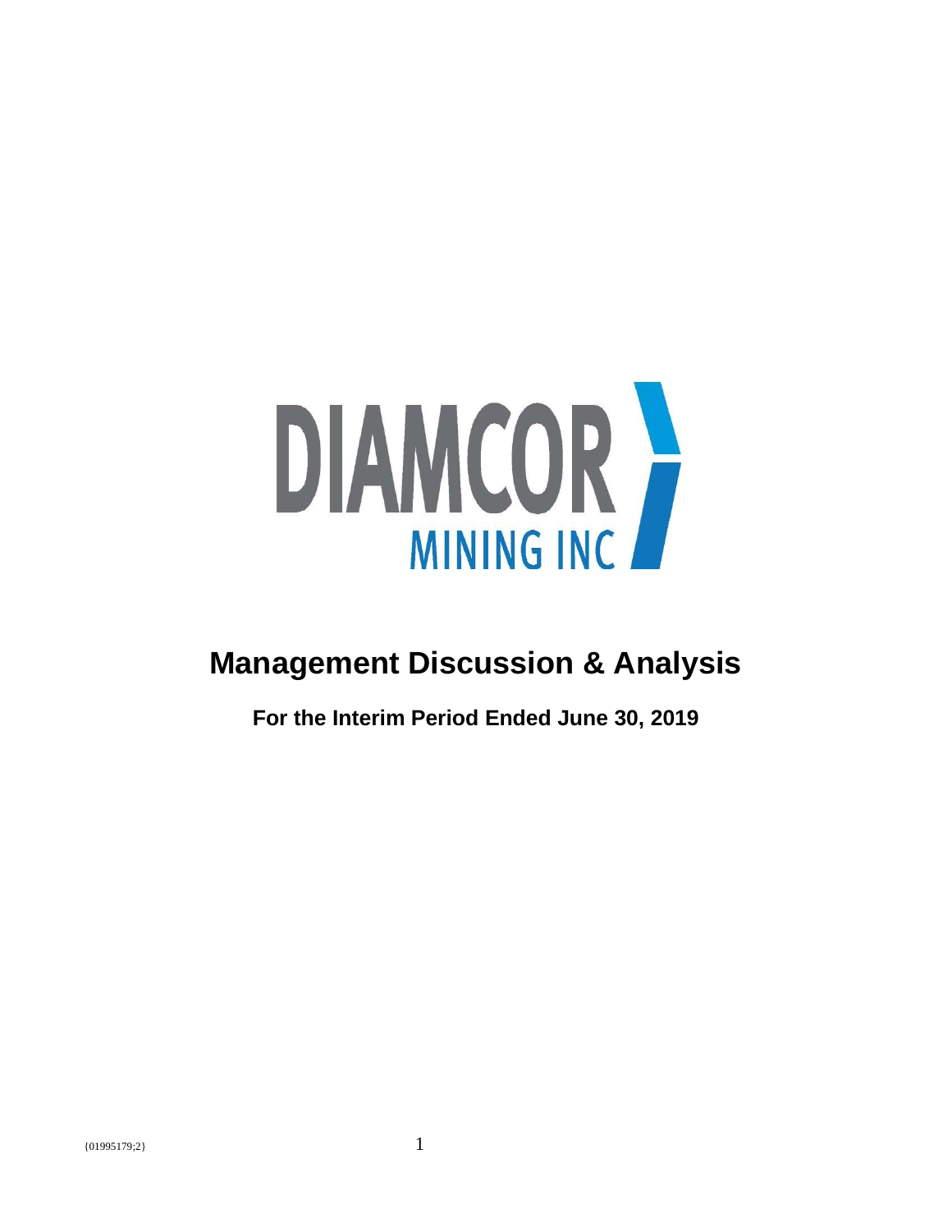DIAMCOR MINING INC

# Management Discussion & Analysis

**For the Interim Period Ended June 30, 2019**

{01995179;2}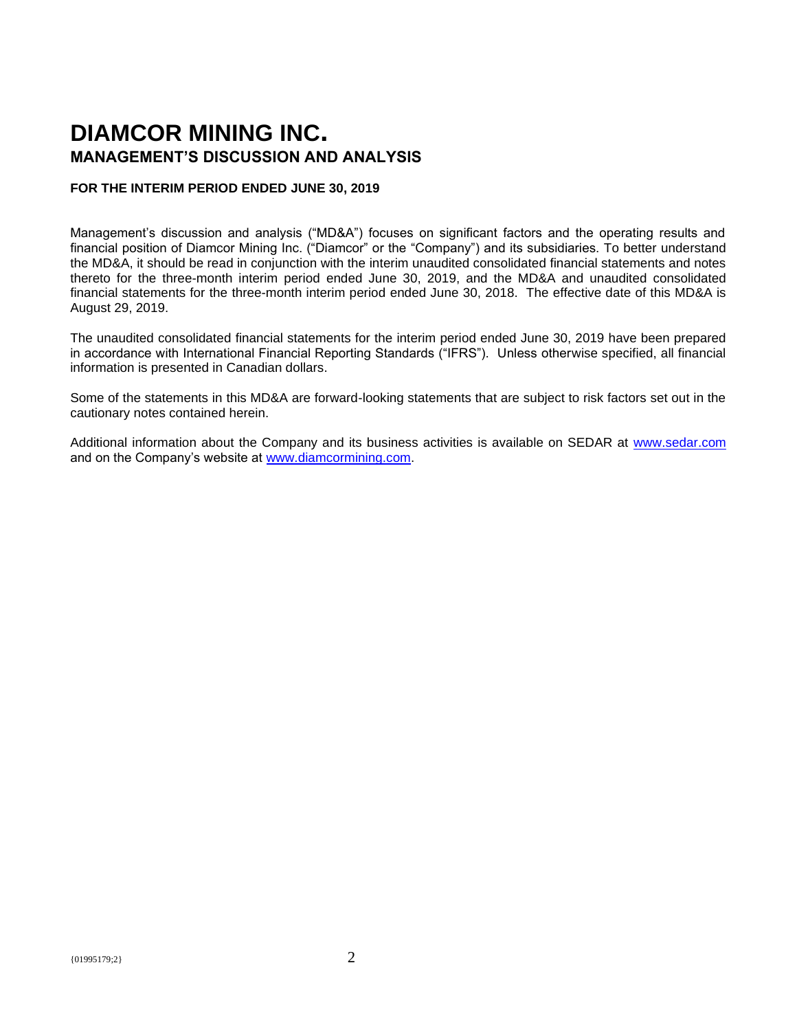# DIAMCOR MINING INC.

## MANAGEMENT'S DISCUSSION AND ANALYSIS

**FOR THE INTERIM PERIOD ENDED JUNE 30, 2019**

Management's discussion and analysis ("MD&A") focuses on significant factors and the operating results and financial position of Diamcor Mining Inc. ("Diamcor" or the "Company") and its subsidiaries. To better understand the MD&A, it should be read in conjunction with the interim unaudited consolidated financial statements and notes thereto for the three-month interim period ended June 30, 2019, and the MD&A and unaudited consolidated financial statements for the three-month interim period ended June 30, 2018. The effective date of this MD&A is August 29, 2019.

The unaudited consolidated financial statements for the interim period ended June 30, 2019 have been prepared in accordance with International Financial Reporting Standards ("IFRS"). Unless otherwise specified, all financial information is presented in Canadian dollars.

Some of the statements in this MD&A are forward-looking statements that are subject to risk factors set out in the cautionary notes contained herein.

Additional information about the Company and its business activities is available on SEDAR at www.sedar.com and on the Company's website at www.diamcormining.com.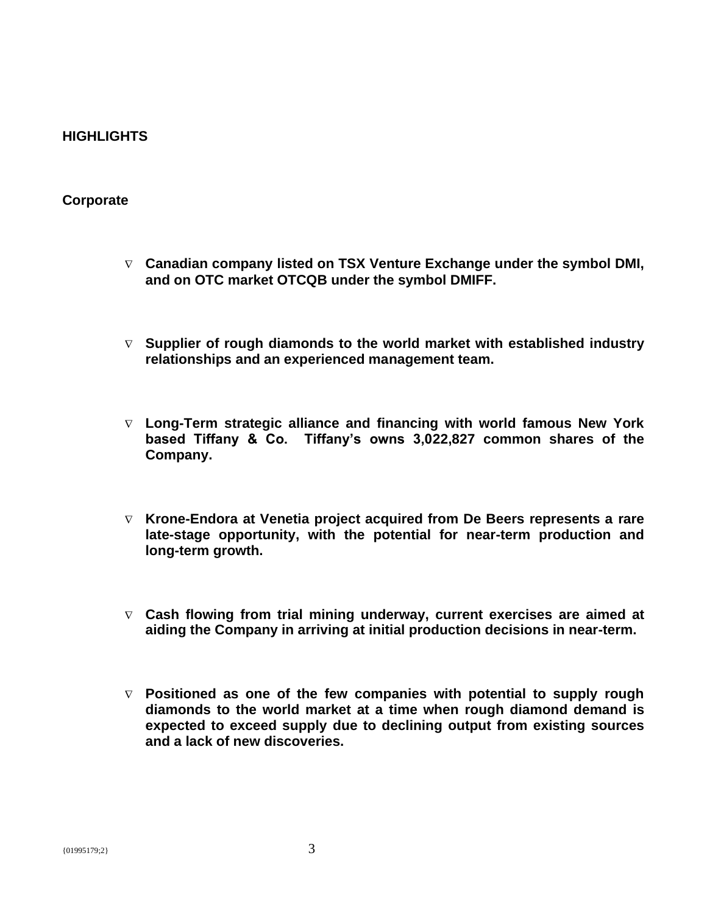## HIGHLIGHTS

### Corporate

- **Canadian company listed on TSX Venture Exchange under the symbol DMI, and on OTC market OTCQB under the symbol DMIFF.**

- **Supplier of rough diamonds to the world market with established industry relationships and an experienced management team.**

- **Long-Term strategic alliance and financing with world famous New York based Tiffany & Co. Tiffany's owns 3,022,827 common shares of the Company.**

- **Krone-Endora at Venetia project acquired from De Beers represents a rare late-stage opportunity, with the potential for near-term production and long-term growth.**

- **Cash flowing from trial mining underway, current exercises are aimed at aiding the Company in arriving at initial production decisions in near-term.**

- **Positioned as one of the few companies with potential to supply rough diamonds to the world market at a time when rough diamond demand is expected to exceed supply due to declining output from existing sources and a lack of new discoveries.**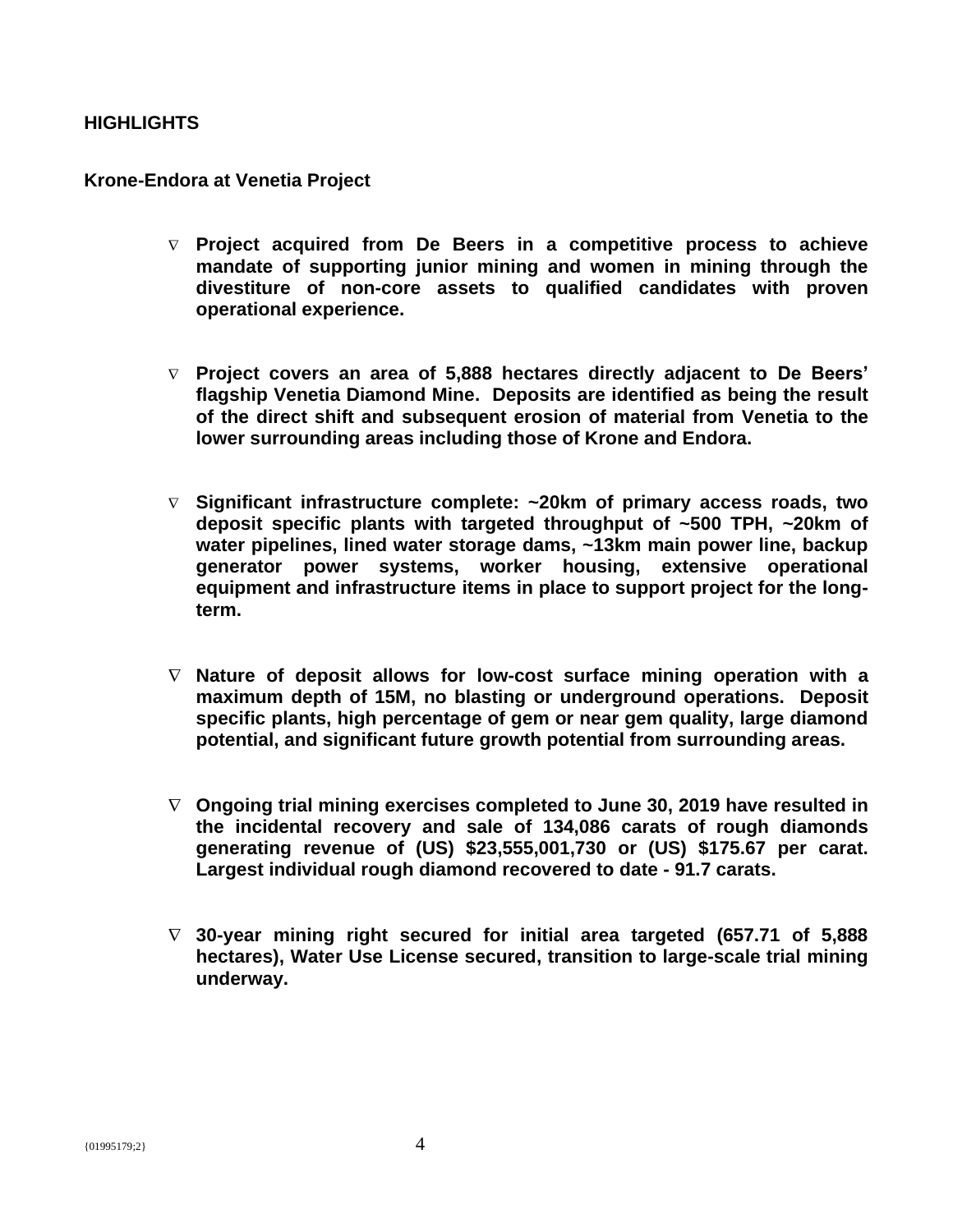## HIGHLIGHTS

### Krone-Endora at Venetia Project

- **Project acquired from De Beers in a competitive process to achieve mandate of supporting junior mining and women in mining through the divestiture of non-core assets to qualified candidates with proven operational experience.**

- **Project covers an area of 5,888 hectares directly adjacent to De Beers' flagship Venetia Diamond Mine. Deposits are identified as being the result of the direct shift and subsequent erosion of material from Venetia to the lower surrounding areas including those of Krone and Endora.**

- **Significant infrastructure complete: ~20km of primary access roads, two deposit specific plants with targeted throughput of ~500 TPH, ~20km of water pipelines, lined water storage dams, ~13km main power line, backup generator power systems, worker housing, extensive operational equipment and infrastructure items in place to support project for the long-term.**

- **Nature of deposit allows for low-cost surface mining operation with a maximum depth of 15M, no blasting or underground operations. Deposit specific plants, high percentage of gem or near gem quality, large diamond potential, and significant future growth potential from surrounding areas.**

- **Ongoing trial mining exercises completed to June 30, 2019 have resulted in the incidental recovery and sale of 134,086 carats of rough diamonds generating revenue of (US) $23,555,001,730 or (US) $175.67 per carat. Largest individual rough diamond recovered to date - 91.7 carats.**

- **30-year mining right secured for initial area targeted (657.71 of 5,888 hectares), Water Use License secured, transition to large-scale trial mining underway.**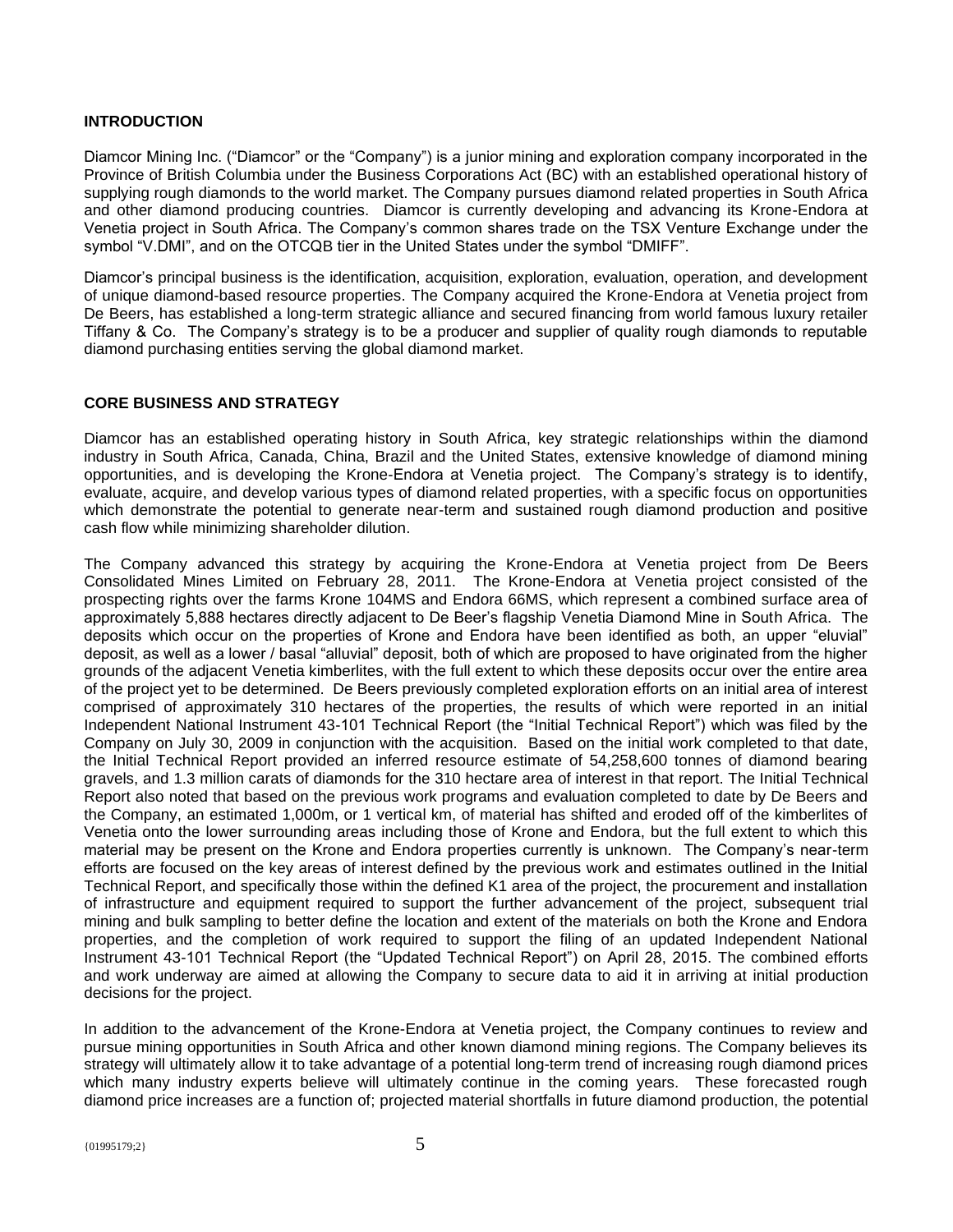## INTRODUCTION

Diamcor Mining Inc. ("Diamcor" or the "Company") is a junior mining and exploration company incorporated in the Province of British Columbia under the Business Corporations Act (BC) with an established operational history of supplying rough diamonds to the world market. The Company pursues diamond related properties in South Africa and other diamond producing countries. Diamcor is currently developing and advancing its Krone-Endora at Venetia project in South Africa. The Company's common shares trade on the TSX Venture Exchange under the symbol "V.DMI", and on the OTCQB tier in the United States under the symbol "DMIFF".

Diamcor's principal business is the identification, acquisition, exploration, evaluation, operation, and development of unique diamond-based resource properties. The Company acquired the Krone-Endora at Venetia project from De Beers, has established a long-term strategic alliance and secured financing from world famous luxury retailer Tiffany & Co. The Company's strategy is to be a producer and supplier of quality rough diamonds to reputable diamond purchasing entities serving the global diamond market.

## CORE BUSINESS AND STRATEGY

Diamcor has an established operating history in South Africa, key strategic relationships within the diamond industry in South Africa, Canada, China, Brazil and the United States, extensive knowledge of diamond mining opportunities, and is developing the Krone-Endora at Venetia project. The Company's strategy is to identify, evaluate, acquire, and develop various types of diamond related properties, with a specific focus on opportunities which demonstrate the potential to generate near-term and sustained rough diamond production and positive cash flow while minimizing shareholder dilution.

The Company advanced this strategy by acquiring the Krone-Endora at Venetia project from De Beers Consolidated Mines Limited on February 28, 2011. The Krone-Endora at Venetia project consisted of the prospecting rights over the farms Krone 104MS and Endora 66MS, which represent a combined surface area of approximately 5,888 hectares directly adjacent to De Beer's flagship Venetia Diamond Mine in South Africa. The deposits which occur on the properties of Krone and Endora have been identified as both, an upper "eluvial" deposit, as well as a lower / basal "alluvial" deposit, both of which are proposed to have originated from the higher grounds of the adjacent Venetia kimberlites, with the full extent to which these deposits occur over the entire area of the project yet to be determined. De Beers previously completed exploration efforts on an initial area of interest comprised of approximately 310 hectares of the properties, the results of which were reported in an initial Independent National Instrument 43-101 Technical Report (the "Initial Technical Report") which was filed by the Company on July 30, 2009 in conjunction with the acquisition. Based on the initial work completed to that date, the Initial Technical Report provided an inferred resource estimate of 54,258,600 tonnes of diamond bearing gravels, and 1.3 million carats of diamonds for the 310 hectare area of interest in that report. The Initial Technical Report also noted that based on the previous work programs and evaluation completed to date by De Beers and the Company, an estimated 1,000m, or 1 vertical km, of material has shifted and eroded off of the kimberlites of Venetia onto the lower surrounding areas including those of Krone and Endora, but the full extent to which this material may be present on the Krone and Endora properties currently is unknown. The Company's near-term efforts are focused on the key areas of interest defined by the previous work and estimates outlined in the Initial Technical Report, and specifically those within the defined K1 area of the project, the procurement and installation of infrastructure and equipment required to support the further advancement of the project, subsequent trial mining and bulk sampling to better define the location and extent of the materials on both the Krone and Endora properties, and the completion of work required to support the filing of an updated Independent National Instrument 43-101 Technical Report (the "Updated Technical Report") on April 28, 2015. The combined efforts and work underway are aimed at allowing the Company to secure data to aid it in arriving at initial production decisions for the project.

In addition to the advancement of the Krone-Endora at Venetia project, the Company continues to review and pursue mining opportunities in South Africa and other known diamond mining regions. The Company believes its strategy will ultimately allow it to take advantage of a potential long-term trend of increasing rough diamond prices which many industry experts believe will ultimately continue in the coming years. These forecasted rough diamond price increases are a function of; projected material shortfalls in future diamond production, the potential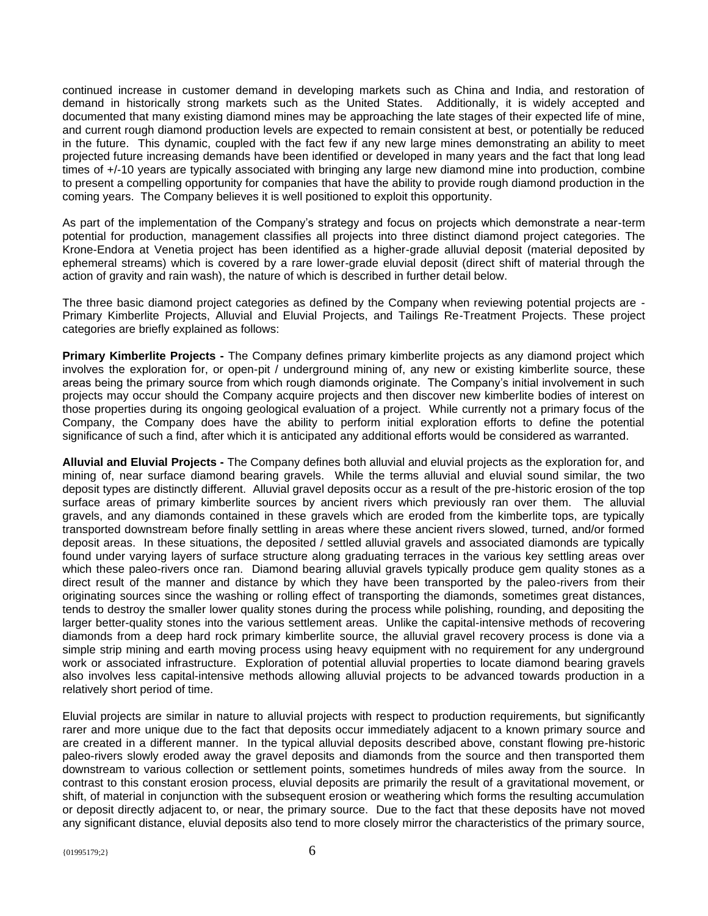continued increase in customer demand in developing markets such as China and India, and restoration of demand in historically strong markets such as the United States. Additionally, it is widely accepted and documented that many existing diamond mines may be approaching the late stages of their expected life of mine, and current rough diamond production levels are expected to remain consistent at best, or potentially be reduced in the future. This dynamic, coupled with the fact few if any new large mines demonstrating an ability to meet projected future increasing demands have been identified or developed in many years and the fact that long lead times of +/-10 years are typically associated with bringing any large new diamond mine into production, combine to present a compelling opportunity for companies that have the ability to provide rough diamond production in the coming years. The Company believes it is well positioned to exploit this opportunity.

As part of the implementation of the Company's strategy and focus on projects which demonstrate a near-term potential for production, management classifies all projects into three distinct diamond project categories. The Krone-Endora at Venetia project has been identified as a higher-grade alluvial deposit (material deposited by ephemeral streams) which is covered by a rare lower-grade eluvial deposit (direct shift of material through the action of gravity and rain wash), the nature of which is described in further detail below.

The three basic diamond project categories as defined by the Company when reviewing potential projects are - Primary Kimberlite Projects, Alluvial and Eluvial Projects, and Tailings Re-Treatment Projects. These project categories are briefly explained as follows:

**Primary Kimberlite Projects -** The Company defines primary kimberlite projects as any diamond project which involves the exploration for, or open-pit / underground mining of, any new or existing kimberlite source, these areas being the primary source from which rough diamonds originate. The Company's initial involvement in such projects may occur should the Company acquire projects and then discover new kimberlite bodies of interest on those properties during its ongoing geological evaluation of a project. While currently not a primary focus of the Company, the Company does have the ability to perform initial exploration efforts to define the potential significance of such a find, after which it is anticipated any additional efforts would be considered as warranted.

**Alluvial and Eluvial Projects -** The Company defines both alluvial and eluvial projects as the exploration for, and mining of, near surface diamond bearing gravels. While the terms alluvial and eluvial sound similar, the two deposit types are distinctly different. Alluvial gravel deposits occur as a result of the pre-historic erosion of the top surface areas of primary kimberlite sources by ancient rivers which previously ran over them. The alluvial gravels, and any diamonds contained in these gravels which are eroded from the kimberlite tops, are typically transported downstream before finally settling in areas where these ancient rivers slowed, turned, and/or formed deposit areas. In these situations, the deposited / settled alluvial gravels and associated diamonds are typically found under varying layers of surface structure along graduating terraces in the various key settling areas over which these paleo-rivers once ran. Diamond bearing alluvial gravels typically produce gem quality stones as a direct result of the manner and distance by which they have been transported by the paleo-rivers from their originating sources since the washing or rolling effect of transporting the diamonds, sometimes great distances, tends to destroy the smaller lower quality stones during the process while polishing, rounding, and depositing the larger better-quality stones into the various settlement areas. Unlike the capital-intensive methods of recovering diamonds from a deep hard rock primary kimberlite source, the alluvial gravel recovery process is done via a simple strip mining and earth moving process using heavy equipment with no requirement for any underground work or associated infrastructure. Exploration of potential alluvial properties to locate diamond bearing gravels also involves less capital-intensive methods allowing alluvial projects to be advanced towards production in a relatively short period of time.

Eluvial projects are similar in nature to alluvial projects with respect to production requirements, but significantly rarer and more unique due to the fact that deposits occur immediately adjacent to a known primary source and are created in a different manner. In the typical alluvial deposits described above, constant flowing pre-historic paleo-rivers slowly eroded away the gravel deposits and diamonds from the source and then transported them downstream to various collection or settlement points, sometimes hundreds of miles away from the source. In contrast to this constant erosion process, eluvial deposits are primarily the result of a gravitational movement, or shift, of material in conjunction with the subsequent erosion or weathering which forms the resulting accumulation or deposit directly adjacent to, or near, the primary source. Due to the fact that these deposits have not moved any significant distance, eluvial deposits also tend to more closely mirror the characteristics of the primary source,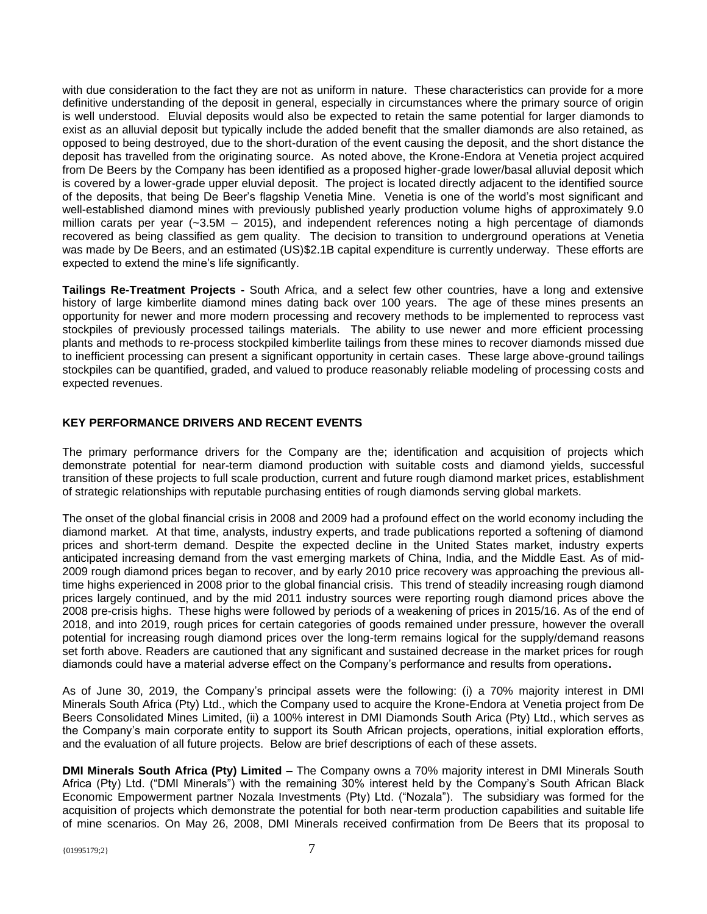with due consideration to the fact they are not as uniform in nature. These characteristics can provide for a more definitive understanding of the deposit in general, especially in circumstances where the primary source of origin is well understood. Eluvial deposits would also be expected to retain the same potential for larger diamonds to exist as an alluvial deposit but typically include the added benefit that the smaller diamonds are also retained, as opposed to being destroyed, due to the short-duration of the event causing the deposit, and the short distance the deposit has travelled from the originating source. As noted above, the Krone-Endora at Venetia project acquired from De Beers by the Company has been identified as a proposed higher-grade lower/basal alluvial deposit which is covered by a lower-grade upper eluvial deposit. The project is located directly adjacent to the identified source of the deposits, that being De Beer's flagship Venetia Mine. Venetia is one of the world's most significant and well-established diamond mines with previously published yearly production volume highs of approximately 9.0 million carats per year (~3.5M – 2015), and independent references noting a high percentage of diamonds recovered as being classified as gem quality. The decision to transition to underground operations at Venetia was made by De Beers, and an estimated (US)$2.1B capital expenditure is currently underway. These efforts are expected to extend the mine's life significantly.

**Tailings Re-Treatment Projects -** South Africa, and a select few other countries, have a long and extensive history of large kimberlite diamond mines dating back over 100 years. The age of these mines presents an opportunity for newer and more modern processing and recovery methods to be implemented to reprocess vast stockpiles of previously processed tailings materials. The ability to use newer and more efficient processing plants and methods to re-process stockpiled kimberlite tailings from these mines to recover diamonds missed due to inefficient processing can present a significant opportunity in certain cases. These large above-ground tailings stockpiles can be quantified, graded, and valued to produce reasonably reliable modeling of processing costs and expected revenues.

## KEY PERFORMANCE DRIVERS AND RECENT EVENTS

The primary performance drivers for the Company are the; identification and acquisition of projects which demonstrate potential for near-term diamond production with suitable costs and diamond yields, successful transition of these projects to full scale production, current and future rough diamond market prices, establishment of strategic relationships with reputable purchasing entities of rough diamonds serving global markets.

The onset of the global financial crisis in 2008 and 2009 had a profound effect on the world economy including the diamond market. At that time, analysts, industry experts, and trade publications reported a softening of diamond prices and short-term demand. Despite the expected decline in the United States market, industry experts anticipated increasing demand from the vast emerging markets of China, India, and the Middle East. As of mid-2009 rough diamond prices began to recover, and by early 2010 price recovery was approaching the previous all-time highs experienced in 2008 prior to the global financial crisis. This trend of steadily increasing rough diamond prices largely continued, and by the mid 2011 industry sources were reporting rough diamond prices above the 2008 pre-crisis highs. These highs were followed by periods of a weakening of prices in 2015/16. As of the end of 2018, and into 2019, rough prices for certain categories of goods remained under pressure, however the overall potential for increasing rough diamond prices over the long-term remains logical for the supply/demand reasons set forth above. Readers are cautioned that any significant and sustained decrease in the market prices for rough diamonds could have a material adverse effect on the Company's performance and results from operations**.**

As of June 30, 2019, the Company's principal assets were the following: (i) a 70% majority interest in DMI Minerals South Africa (Pty) Ltd., which the Company used to acquire the Krone-Endora at Venetia project from De Beers Consolidated Mines Limited, (ii) a 100% interest in DMI Diamonds South Arica (Pty) Ltd., which serves as the Company's main corporate entity to support its South African projects, operations, initial exploration efforts, and the evaluation of all future projects. Below are brief descriptions of each of these assets.

**DMI Minerals South Africa (Pty) Limited –** The Company owns a 70% majority interest in DMI Minerals South Africa (Pty) Ltd. ("DMI Minerals") with the remaining 30% interest held by the Company's South African Black Economic Empowerment partner Nozala Investments (Pty) Ltd. ("Nozala"). The subsidiary was formed for the acquisition of projects which demonstrate the potential for both near-term production capabilities and suitable life of mine scenarios. On May 26, 2008, DMI Minerals received confirmation from De Beers that its proposal to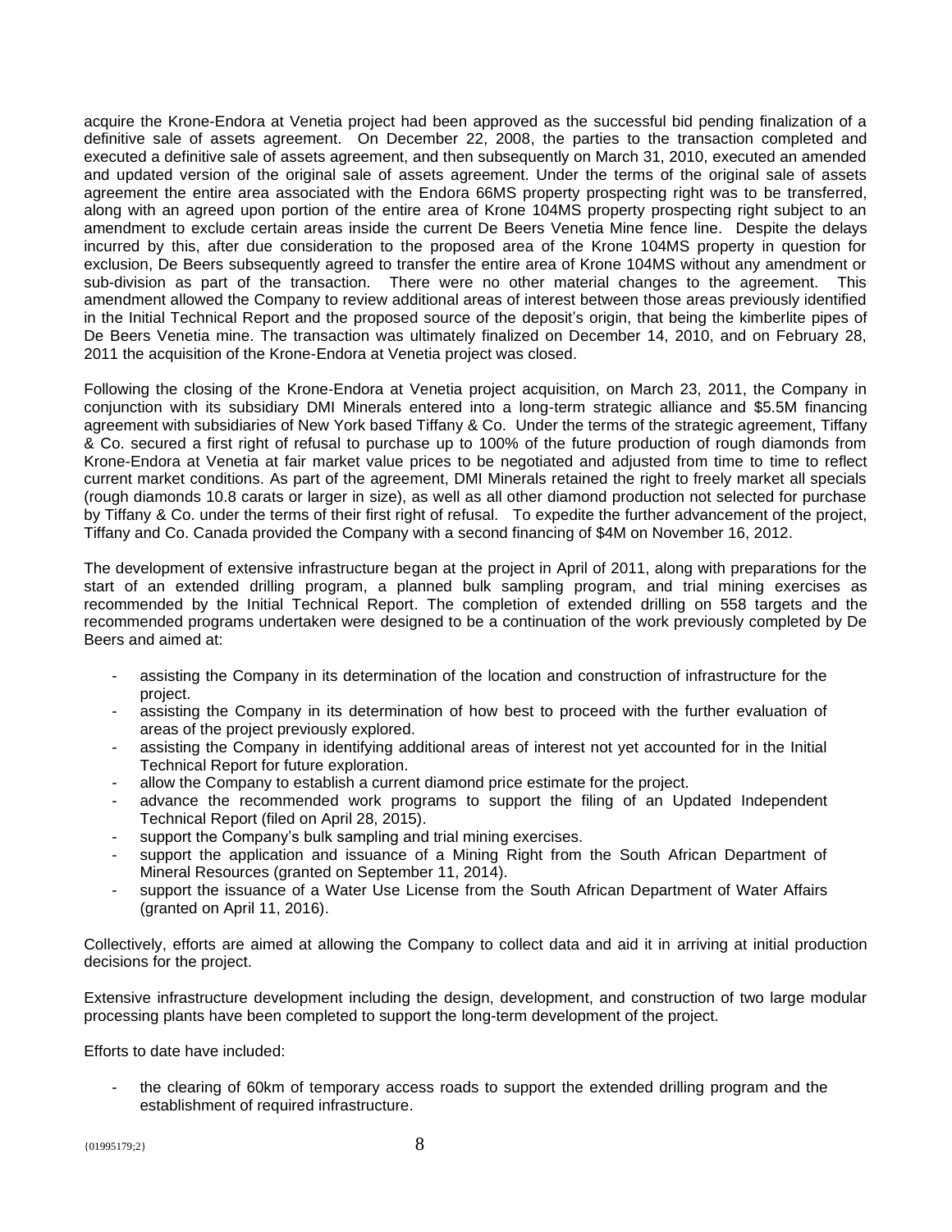acquire the Krone-Endora at Venetia project had been approved as the successful bid pending finalization of a definitive sale of assets agreement. On December 22, 2008, the parties to the transaction completed and executed a definitive sale of assets agreement, and then subsequently on March 31, 2010, executed an amended and updated version of the original sale of assets agreement. Under the terms of the original sale of assets agreement the entire area associated with the Endora 66MS property prospecting right was to be transferred, along with an agreed upon portion of the entire area of Krone 104MS property prospecting right subject to an amendment to exclude certain areas inside the current De Beers Venetia Mine fence line. Despite the delays incurred by this, after due consideration to the proposed area of the Krone 104MS property in question for exclusion, De Beers subsequently agreed to transfer the entire area of Krone 104MS without any amendment or sub-division as part of the transaction. There were no other material changes to the agreement. This amendment allowed the Company to review additional areas of interest between those areas previously identified in the Initial Technical Report and the proposed source of the deposit's origin, that being the kimberlite pipes of De Beers Venetia mine. The transaction was ultimately finalized on December 14, 2010, and on February 28, 2011 the acquisition of the Krone-Endora at Venetia project was closed.

Following the closing of the Krone-Endora at Venetia project acquisition, on March 23, 2011, the Company in conjunction with its subsidiary DMI Minerals entered into a long-term strategic alliance and $5.5M financing agreement with subsidiaries of New York based Tiffany & Co. Under the terms of the strategic agreement, Tiffany & Co. secured a first right of refusal to purchase up to 100% of the future production of rough diamonds from Krone-Endora at Venetia at fair market value prices to be negotiated and adjusted from time to time to reflect current market conditions. As part of the agreement, DMI Minerals retained the right to freely market all specials (rough diamonds 10.8 carats or larger in size), as well as all other diamond production not selected for purchase by Tiffany & Co. under the terms of their first right of refusal. To expedite the further advancement of the project, Tiffany and Co. Canada provided the Company with a second financing of $4M on November 16, 2012.

The development of extensive infrastructure began at the project in April of 2011, along with preparations for the start of an extended drilling program, a planned bulk sampling program, and trial mining exercises as recommended by the Initial Technical Report. The completion of extended drilling on 558 targets and the recommended programs undertaken were designed to be a continuation of the work previously completed by De Beers and aimed at:

- assisting the Company in its determination of the location and construction of infrastructure for the project.
- assisting the Company in its determination of how best to proceed with the further evaluation of areas of the project previously explored.
- assisting the Company in identifying additional areas of interest not yet accounted for in the Initial Technical Report for future exploration.
- allow the Company to establish a current diamond price estimate for the project.
- advance the recommended work programs to support the filing of an Updated Independent Technical Report (filed on April 28, 2015).
- support the Company's bulk sampling and trial mining exercises.
- support the application and issuance of a Mining Right from the South African Department of Mineral Resources (granted on September 11, 2014).
- support the issuance of a Water Use License from the South African Department of Water Affairs (granted on April 11, 2016).

Collectively, efforts are aimed at allowing the Company to collect data and aid it in arriving at initial production decisions for the project.

Extensive infrastructure development including the design, development, and construction of two large modular processing plants have been completed to support the long-term development of the project.

Efforts to date have included:

- the clearing of 60km of temporary access roads to support the extended drilling program and the establishment of required infrastructure.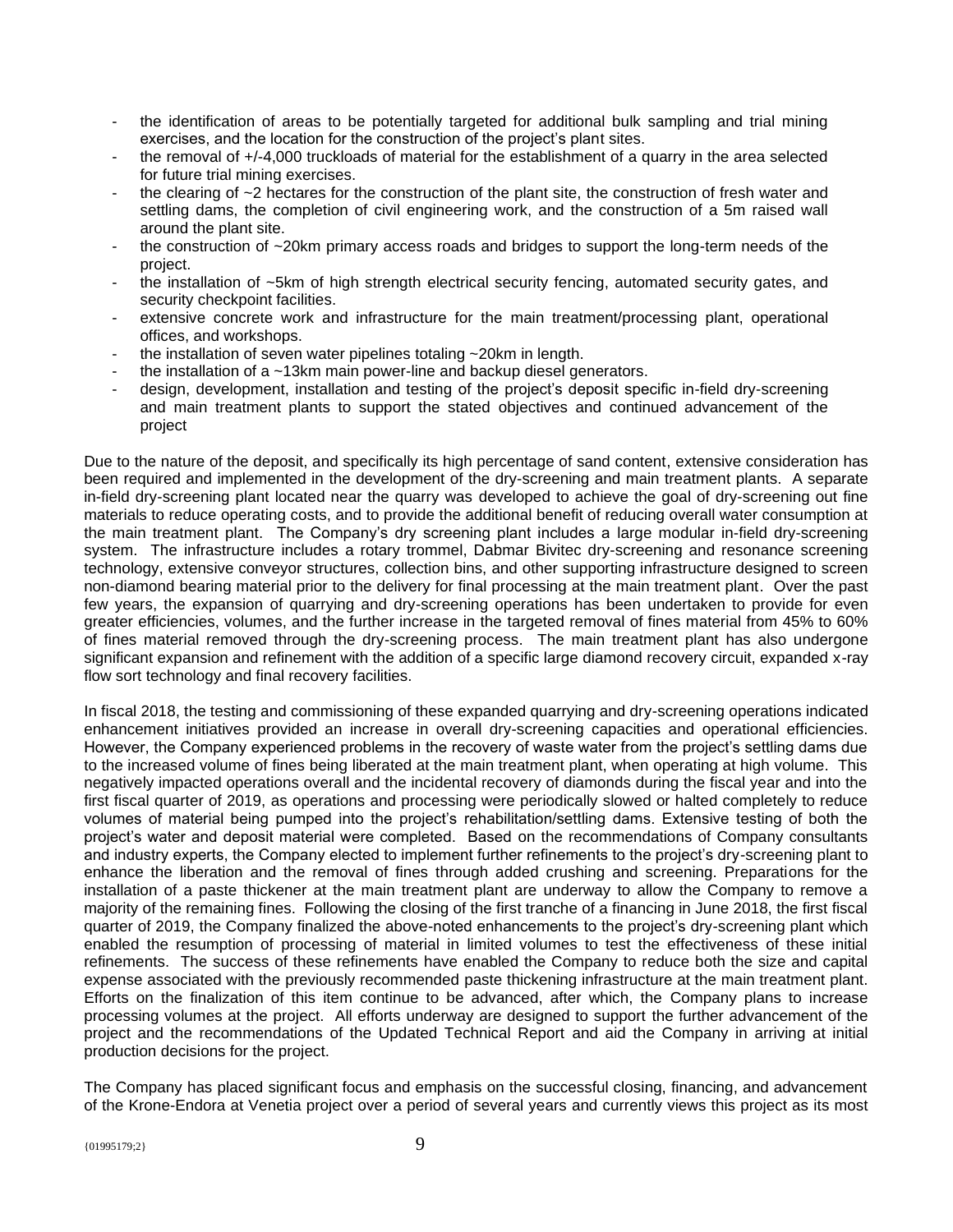- the identification of areas to be potentially targeted for additional bulk sampling and trial mining exercises, and the location for the construction of the project's plant sites.
- the removal of +/-4,000 truckloads of material for the establishment of a quarry in the area selected for future trial mining exercises.
- the clearing of ~2 hectares for the construction of the plant site, the construction of fresh water and settling dams, the completion of civil engineering work, and the construction of a 5m raised wall around the plant site.
- the construction of ~20km primary access roads and bridges to support the long-term needs of the project.
- the installation of ~5km of high strength electrical security fencing, automated security gates, and security checkpoint facilities.
- extensive concrete work and infrastructure for the main treatment/processing plant, operational offices, and workshops.
- the installation of seven water pipelines totaling ~20km in length.
- the installation of a ~13km main power-line and backup diesel generators.
- design, development, installation and testing of the project's deposit specific in-field dry-screening and main treatment plants to support the stated objectives and continued advancement of the project

Due to the nature of the deposit, and specifically its high percentage of sand content, extensive consideration has been required and implemented in the development of the dry-screening and main treatment plants. A separate in-field dry-screening plant located near the quarry was developed to achieve the goal of dry-screening out fine materials to reduce operating costs, and to provide the additional benefit of reducing overall water consumption at the main treatment plant. The Company's dry screening plant includes a large modular in-field dry-screening system. The infrastructure includes a rotary trommel, Dabmar Bivitec dry-screening and resonance screening technology, extensive conveyor structures, collection bins, and other supporting infrastructure designed to screen non-diamond bearing material prior to the delivery for final processing at the main treatment plant. Over the past few years, the expansion of quarrying and dry screening operations has been undertaken to provide for even greater efficiencies, volumes, and the further increase in the targeted removal of fines material from 45% to 60% of fines material removed through the dry-screening process. The main treatment plant has also undergone significant expansion and refinement with the addition of a specific large diamond recovery circuit, expanded x-ray flow sort technology and final recovery facilities.

In fiscal 2018, the testing and commissioning of these expanded quarrying and dry-screening operations indicated enhancement initiatives provided an increase in overall dry-screening capacities and operational efficiencies. However, the Company experienced problems in the recovery of waste water from the project's settling dams due to the increased volume of fines being liberated at the main treatment plant, when operating at high volume. This negatively impacted operations overall and the incidental recovery of diamonds during the fiscal year and into the first fiscal quarter of 2019, as operations and processing were periodically slowed or halted completely to reduce volumes of material being pumped into the project's rehabilitation/settling dams. Extensive testing of both the project's water and deposit material were completed. Based on the recommendations of Company consultants and industry experts, the Company elected to implement further refinements to the project's dry-screening plant to enhance the liberation and the removal of fines through added crushing and screening. Preparations for the installation of a paste thickener at the main treatment plant are underway to allow the Company to remove a majority of the remaining fines. Following the closing of the first tranche of a financing in June 2018, the first fiscal quarter of 2019, the Company finalized the above-noted enhancements to the project's dry-screening plant which enabled the resumption of processing of material in limited volumes to test the effectiveness of these initial refinements. The success of these refinements have enabled the Company to reduce both the size and capital expense associated with the previously recommended paste thickening infrastructure at the main treatment plant. Efforts on the finalization of this item continue to be advanced, after which, the Company plans to increase processing volumes at the project. All efforts underway are designed to support the further advancement of the project and the recommendations of the Updated Technical Report and aid the Company in arriving at initial production decisions for the project.

The Company has placed significant focus and emphasis on the successful closing, financing, and advancement of the Krone-Endora at Venetia project over a period of several years and currently views this project as its most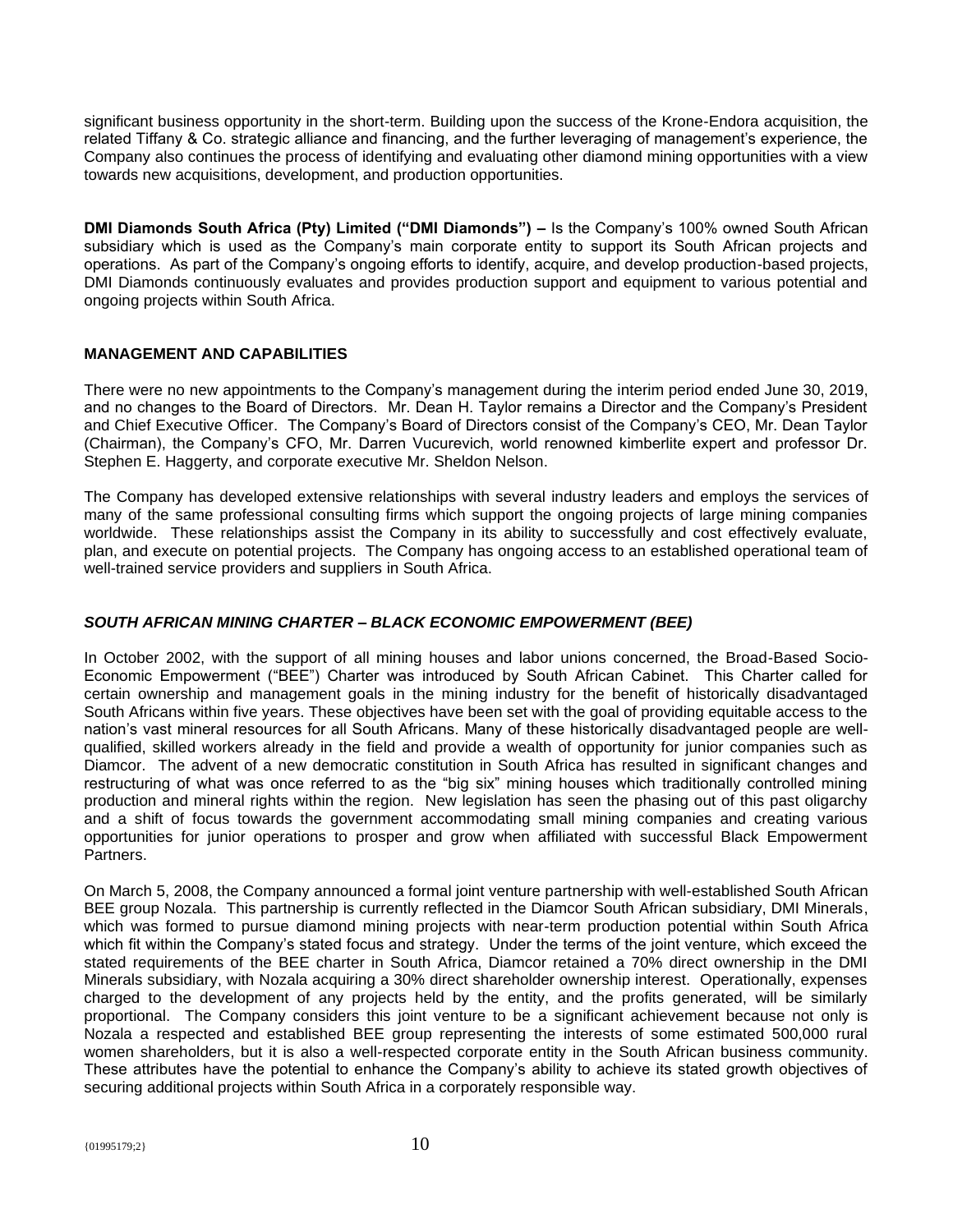significant business opportunity in the short-term. Building upon the success of the Krone-Endora acquisition, the related Tiffany & Co. strategic alliance and financing, and the further leveraging of management's experience, the Company also continues the process of identifying and evaluating other diamond mining opportunities with a view towards new acquisitions, development, and production opportunities.

**DMI Diamonds South Africa (Pty) Limited ("DMI Diamonds") –** Is the Company's 100% owned South African subsidiary which is used as the Company's main corporate entity to support its South African projects and operations. As part of the Company's ongoing efforts to identify, acquire, and develop production-based projects, DMI Diamonds continuously evaluates and provides production support and equipment to various potential and ongoing projects within South Africa.

## MANAGEMENT AND CAPABILITIES

There were no new appointments to the Company's management during the interim period ended June 30, 2019, and no changes to the Board of Directors. Mr. Dean H. Taylor remains a Director and the Company's President and Chief Executive Officer. The Company's Board of Directors consist of the Company's CEO, Mr. Dean Taylor (Chairman), the Company's CFO, Mr. Darren Vucurevich, world renowned kimberlite expert and professor Dr. Stephen E. Haggerty, and corporate executive Mr. Sheldon Nelson.

The Company has developed extensive relationships with several industry leaders and employs the services of many of the same professional consulting firms which support the ongoing projects of large mining companies worldwide. These relationships assist the Company in its ability to successfully and cost effectively evaluate, plan, and execute on potential projects. The Company has ongoing access to an established operational team of well-trained service providers and suppliers in South Africa.

### *SOUTH AFRICAN MINING CHARTER – BLACK ECONOMIC EMPOWERMENT (BEE)*

In October 2002, with the support of all mining houses and labor unions concerned, the Broad-Based Socio-Economic Empowerment ("BEE") Charter was introduced by South African Cabinet. This Charter called for certain ownership and management goals in the mining industry for the benefit of historically disadvantaged South Africans within five years. These objectives have been set with the goal of providing equitable access to the nation's vast mineral resources for all South Africans. Many of these historically disadvantaged people are well-qualified, skilled workers already in the field and provide a wealth of opportunity for junior companies such as Diamcor. The advent of a new democratic constitution in South Africa has resulted in significant changes and restructuring of what was once referred to as the "big six" mining houses which traditionally controlled mining production and mineral rights within the region. New legislation has seen the phasing out of this past oligarchy and a shift of focus towards the government accommodating small mining companies and creating various opportunities for junior operations to prosper and grow when affiliated with successful Black Empowerment Partners.

On March 5, 2008, the Company announced a formal joint venture partnership with well-established South African BEE group Nozala. This partnership is currently reflected in the Diamcor South African subsidiary, DMI Minerals, which was formed to pursue diamond mining projects with near-term production potential within South Africa which fit within the Company's stated focus and strategy. Under the terms of the joint venture, which exceed the stated requirements of the BEE charter in South Africa, Diamcor retained a 70% direct ownership in the DMI Minerals subsidiary, with Nozala acquiring a 30% direct shareholder ownership interest. Operationally, expenses charged to the development of any projects held by the entity, and the profits generated, will be similarly proportional. The Company considers this joint venture to be a significant achievement because not only is Nozala a respected and established BEE group representing the interests of some estimated 500,000 rural women shareholders, but it is also a well-respected corporate entity in the South African business community. These attributes have the potential to enhance the Company's ability to achieve its stated growth objectives of securing additional projects within South Africa in a corporately responsible way.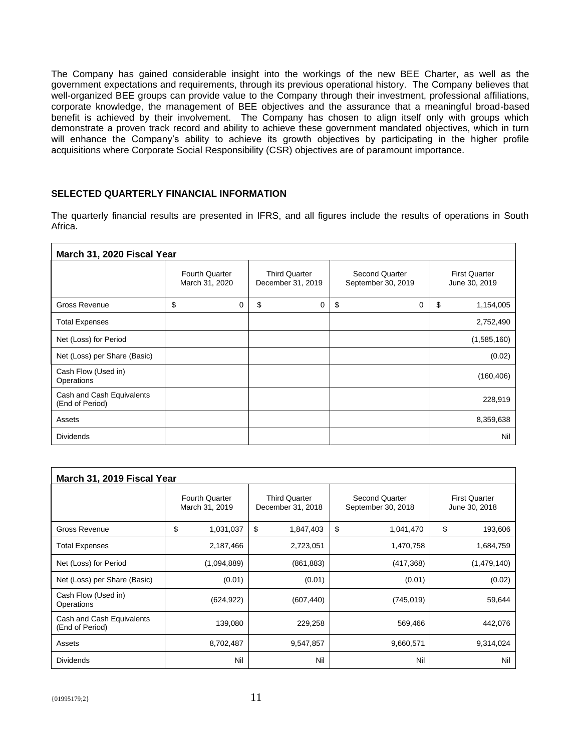The Company has gained considerable insight into the workings of the new BEE Charter, as well as the government expectations and requirements, through its previous operational history. The Company believes that well-organized BEE groups can provide value to the Company through their investment, professional affiliations, corporate knowledge, the management of BEE objectives and the assurance that a meaningful broad-based benefit is achieved by their involvement. The Company has chosen to align itself only with groups which demonstrate a proven track record and ability to achieve these government mandated objectives, which in turn will enhance the Company's ability to achieve its growth objectives by participating in the higher profile acquisitions where Corporate Social Responsibility (CSR) objectives are of paramount importance.

## SELECTED QUARTERLY FINANCIAL INFORMATION

The quarterly financial results are presented in IFRS, and all figures include the results of operations in South Africa.

| March 31, 2020 Fiscal Year | | | | |
|---|---|---|---|---|
| | Fourth Quarter March 31, 2020 | Third Quarter December 31, 2019 | Second Quarter September 30, 2019 | First Quarter June 30, 2019 |
| Gross Revenue | $ 0 | $ 0 | $ 0 | $ 1,154,005 |
| Total Expenses | | | | 2,752,490 |
| Net (Loss) for Period | | | | (1,585,160) |
| Net (Loss) per Share (Basic) | | | | (0.02) |
| Cash Flow (Used in) Operations | | | | (160,406) |
| Cash and Cash Equivalents (End of Period) | | | | 228,919 |
| Assets | | | | 8,359,638 |
| Dividends | | | | Nil |

| March 31, 2019 Fiscal Year | | | | |
|---|---|---|---|---|
| | Fourth Quarter March 31, 2019 | Third Quarter December 31, 2018 | Second Quarter September 30, 2018 | First Quarter June 30, 2018 |
| Gross Revenue | $ 1,031,037 | $ 1,847,403 | $ 1,041,470 | $ 193,606 |
| Total Expenses | 2,187,466 | 2,723,051 | 1,470,758 | 1,684,759 |
| Net (Loss) for Period | (1,094,889) | (861,883) | (417,368) | (1,479,140) |
| Net (Loss) per Share (Basic) | (0.01) | (0.01) | (0.01) | (0.02) |
| Cash Flow (Used in) Operations | (624,922) | (607,440) | (745,019) | 59,644 |
| Cash and Cash Equivalents (End of Period) | 139,080 | 229,258 | 569,466 | 442,076 |
| Assets | 8,702,487 | 9,547,857 | 9,660,571 | 9,314,024 |
| Dividends | Nil | Nil | Nil | Nil |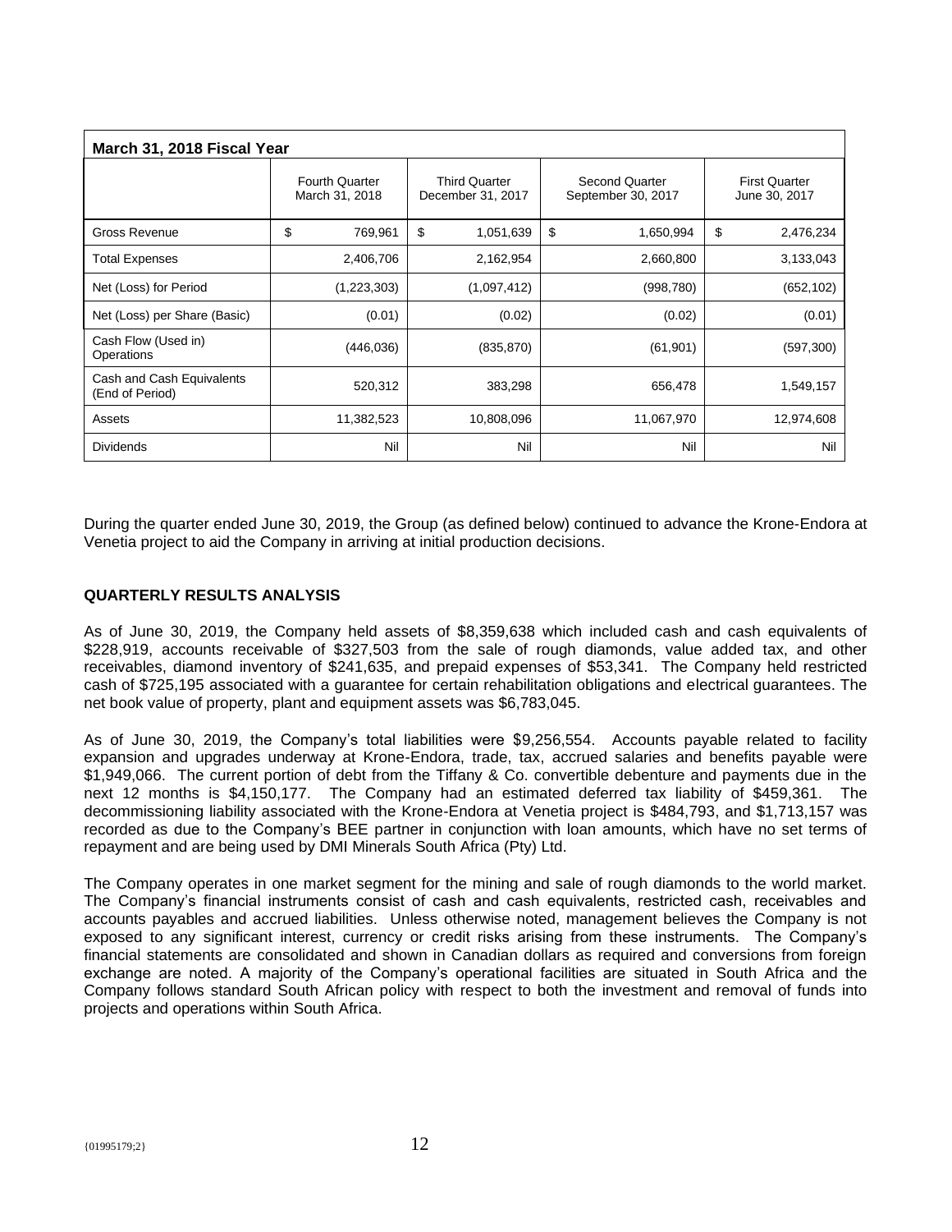| March 31, 2018 Fiscal Year | | | | |
|---|---|---|---|---|
| | Fourth Quarter March 31, 2018 | Third Quarter December 31, 2017 | Second Quarter September 30, 2017 | First Quarter June 30, 2017 |
| Gross Revenue | $ 769,961 | $ 1,051,639 | $ 1,650,994 | $ 2,476,234 |
| Total Expenses | 2,406,706 | 2,162,954 | 2,660,800 | 3,133,043 |
| Net (Loss) for Period | (1,223,303) | (1,097,412) | (998,780) | (652,102) |
| Net (Loss) per Share (Basic) | (0.01) | (0.02) | (0.02) | (0.01) |
| Cash Flow (Used in) Operations | (446,036) | (835,870) | (61,901) | (597,300) |
| Cash and Cash Equivalents (End of Period) | 520,312 | 383,298 | 656,478 | 1,549,157 |
| Assets | 11,382,523 | 10,808,096 | 11,067,970 | 12,974,608 |
| Dividends | Nil | Nil | Nil | Nil |

During the quarter ended June 30, 2019, the Group (as defined below) continued to advance the Krone-Endora at Venetia project to aid the Company in arriving at initial production decisions.

**QUARTERLY RESULTS ANALYSIS**

As of June 30, 2019, the Company held assets of $8,359,638 which included cash and cash equivalents of $228,919, accounts receivable of $327,503 from the sale of rough diamonds, value added tax, and other receivables, diamond inventory of $241,635, and prepaid expenses of $53,341. The Company held restricted cash of $725,195 associated with a guarantee for certain rehabilitation obligations and electrical guarantees. The net book value of property, plant and equipment assets was $6,783,045.

As of June 30, 2019, the Company's total liabilities were $9,256,554. Accounts payable related to facility expansion and upgrades underway at Krone-Endora, trade, tax, accrued salaries and benefits payable were $1,949,066. The current portion of debt from the Tiffany & Co. convertible debenture and payments due in the next 12 months is $4,150,177. The Company had an estimated deferred tax liability of $459,361. The decommissioning liability associated with the Krone-Endora at Venetia project is $484,793, and $1,713,157 was recorded as due to the Company's BEE partner in conjunction with loan amounts, which have no set terms of repayment and are being used by DMI Minerals South Africa (Pty) Ltd.

The Company operates in one market segment for the mining and sale of rough diamonds to the world market. The Company's financial instruments consist of cash and cash equivalents, restricted cash, receivables and accounts payables and accrued liabilities. Unless otherwise noted, management believes the Company is not exposed to any significant interest, currency or credit risks arising from these instruments. The Company's financial statements are consolidated and shown in Canadian dollars as required and conversions from foreign exchange are noted. A majority of the Company's operational facilities are situated in South Africa and the Company follows standard South African policy with respect to both the investment and removal of funds into projects and operations within South Africa.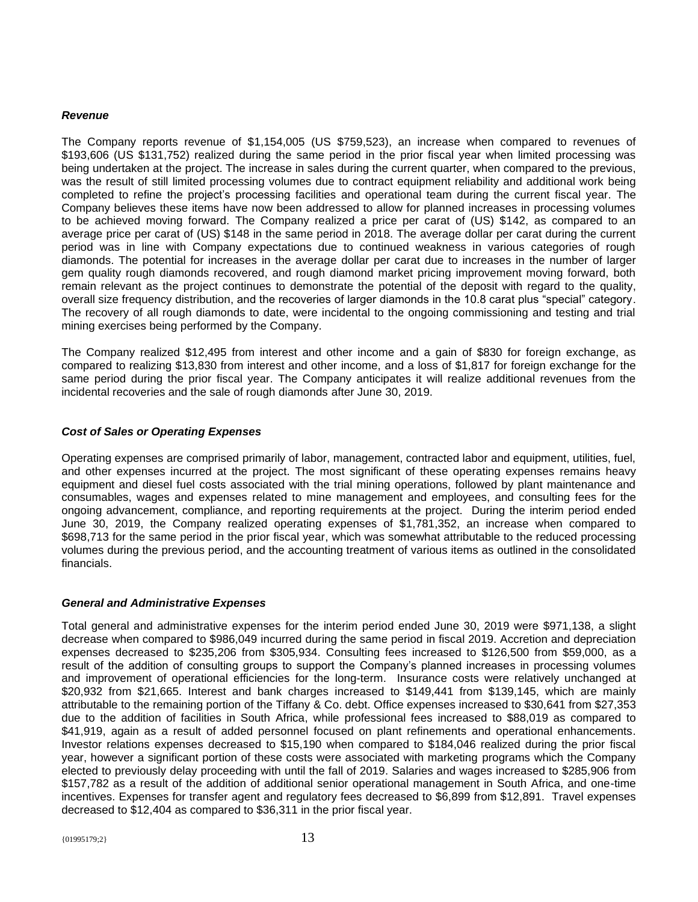***Revenue***

The Company reports revenue of $1,154,005 (US $759,523), an increase when compared to revenues of $193,606 (US $131,752) realized during the same period in the prior fiscal year when limited processing was being undertaken at the project. The increase in sales during the current quarter, when compared to the previous, was the result of still limited processing volumes due to contract equipment reliability and additional work being completed to refine the project's processing facilities and operational team during the current fiscal year. The Company believes these items have now been addressed to allow for planned increases in processing volumes to be achieved moving forward. The Company realized a price per carat of (US) $142, as compared to an average price per carat of (US) $148 in the same period in 2018. The average dollar per carat during the current period was in line with Company expectations due to continued weakness in various categories of rough diamonds. The potential for increases in the average dollar per carat due to increases in the number of larger gem quality rough diamonds recovered, and rough diamond market pricing improvement moving forward, both remain relevant as the project continues to demonstrate the potential of the deposit with regard to the quality, overall size frequency distribution, and the recoveries of larger diamonds in the 10.8 carat plus "special" category. The recovery of all rough diamonds to date, were incidental to the ongoing commissioning and testing and trial mining exercises being performed by the Company.

The Company realized $12,495 from interest and other income and a gain of $830 for foreign exchange, as compared to realizing $13,830 from interest and other income, and a loss of $1,817 for foreign exchange for the same period during the prior fiscal year. The Company anticipates it will realize additional revenues from the incidental recoveries and the sale of rough diamonds after June 30, 2019.

***Cost of Sales or Operating Expenses***

Operating expenses are comprised primarily of labor, management, contracted labor and equipment, utilities, fuel, and other expenses incurred at the project. The most significant of these operating expenses remains heavy equipment and diesel fuel costs associated with the trial mining operations, followed by plant maintenance and consumables, wages and expenses related to mine management and employees, and consulting fees for the ongoing advancement, compliance, and reporting requirements at the project. During the interim period ended June 30, 2019, the Company realized operating expenses of $1,781,352, an increase when compared to $698,713 for the same period in the prior fiscal year, which was somewhat attributable to the reduced processing volumes during the previous period, and the accounting treatment of various items as outlined in the consolidated financials.

***General and Administrative Expenses***

Total general and administrative expenses for the interim period ended June 30, 2019 were $971,138, a slight decrease when compared to $986,049 incurred during the same period in fiscal 2019. Accretion and depreciation expenses decreased to $235,206 from $305,934. Consulting fees increased to $126,500 from $59,000, as a result of the addition of consulting groups to support the Company's planned increases in processing volumes and improvement of operational efficiencies for the long-term. Insurance costs were relatively unchanged at $20,932 from $21,665. Interest and bank charges increased to $149,441 from $139,145, which are mainly attributable to the remaining portion of the Tiffany & Co. debt. Office expenses increased to $30,641 from $27,353 due to the addition of facilities in South Africa, while professional fees increased to $88,019 as compared to $41,919, again as a result of added personnel focused on plant refinements and operational enhancements. Investor relations expenses decreased to $15,190 when compared to $184,046 realized during the prior fiscal year, however a significant portion of these costs were associated with marketing programs which the Company elected to previously delay proceeding with until the fall of 2019. Salaries and wages increased to $285,906 from $157,782 as a result of the addition of additional senior operational management in South Africa, and one-time incentives. Expenses for transfer agent and regulatory fees decreased to $6,899 from $12,891. Travel expenses decreased to $12,404 as compared to $36,311 in the prior fiscal year.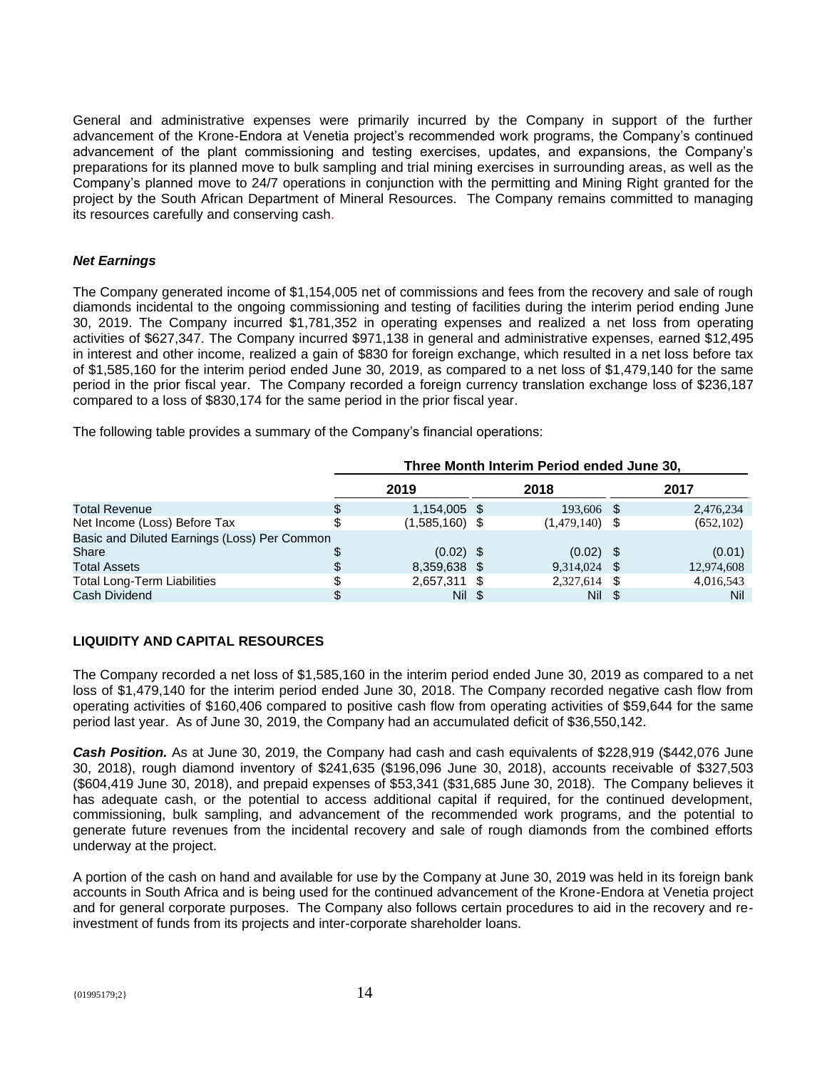General and administrative expenses were primarily incurred by the Company in support of the further advancement of the Krone-Endora at Venetia project's recommended work programs, the Company's continued advancement of the plant commissioning and testing exercises, updates, and expansions, the Company's preparations for its planned move to bulk sampling and trial mining exercises in surrounding areas, as well as the Company's planned move to 24/7 operations in conjunction with the permitting and Mining Right granted for the project by the South African Department of Mineral Resources. The Company remains committed to managing its resources carefully and conserving cash.

### *Net Earnings*

The Company generated income of $1,154,005 net of commissions and fees from the recovery and sale of rough diamonds incidental to the ongoing commissioning and testing of facilities during the interim period ending June 30, 2019. The Company incurred $1,781,352 in operating expenses and realized a net loss from operating activities of $627,347. The Company incurred $971,138 in general and administrative expenses, earned $12,495 in interest and other income, realized a gain of $830 for foreign exchange, which resulted in a net loss before tax of $1,585,160 for the interim period ended June 30, 2019, as compared to a net loss of $1,479,140 for the same period in the prior fiscal year. The Company recorded a foreign currency translation exchange loss of $236,187 compared to a loss of $830,174 for the same period in the prior fiscal year.

The following table provides a summary of the Company's financial operations:

| | Three Month Interim Period ended June 30, | | |
|---|---|---|---|
| | **2019** | **2018** | **2017** |
| Total Revenue | $ 1,154,005 | $ 193,606 | $ 2,476,234 |
| Net Income (Loss) Before Tax | $ (1,585,160) | $ (1,479,140) | $ (652,102) |
| Basic and Diluted Earnings (Loss) Per Common Share | $ (0.02) | $ (0.02) | $ (0.01) |
| Total Assets | $ 8,359,638 | $ 9,314,024 | $ 12,974,608 |
| Total Long-Term Liabilities | $ 2,657,311 | $ 2,327,614 | $ 4,016,543 |
| Cash Dividend | $ Nil | $ Nil | $ Nil |

## LIQUIDITY AND CAPITAL RESOURCES

The Company recorded a net loss of $1,585,160 in the interim period ended June 30, 2019 as compared to a net loss of $1,479,140 for the interim period ended June 30, 2018. The Company recorded negative cash flow from operating activities of $160,406 compared to positive cash flow from operating activities of $59,644 for the same period last year. As of June 30, 2019, the Company had an accumulated deficit of $36,550,142.

***Cash Position.*** As at June 30, 2019, the Company had cash and cash equivalents of $228,919 ($442,076 June 30, 2018), rough diamond inventory of $241,635 ($196,096 June 30, 2018), accounts receivable of $327,503 ($604,419 June 30, 2018), and prepaid expenses of $53,341 ($31,685 June 30, 2018). The Company believes it has adequate cash, or the potential to access additional capital if required, for the continued development, commissioning, bulk sampling, and advancement of the recommended work programs, and the potential to generate future revenues from the incidental recovery and sale of rough diamonds from the combined efforts underway at the project.

A portion of the cash on hand and available for use by the Company at June 30, 2019 was held in its foreign bank accounts in South Africa and is being used for the continued advancement of the Krone-Endora at Venetia project and for general corporate purposes. The Company also follows certain procedures to aid in the recovery and re-investment of funds from its projects and inter-corporate shareholder loans.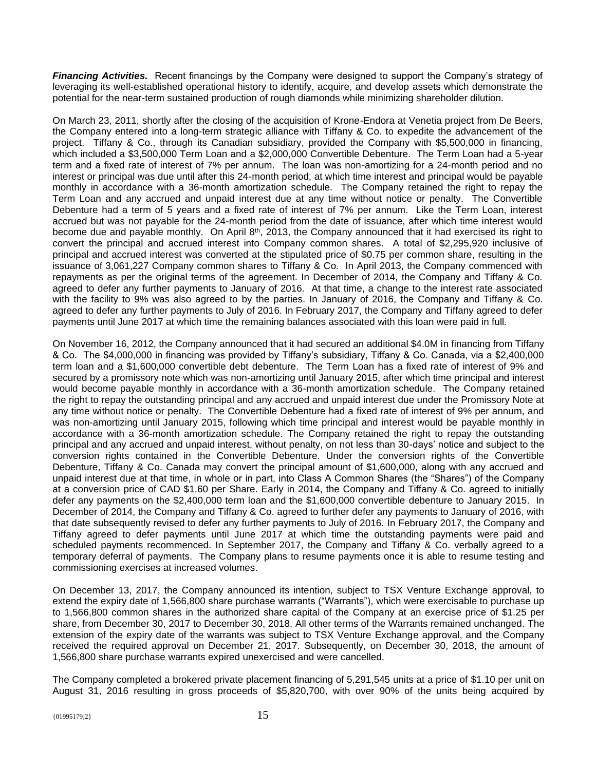***Financing Activities.*** Recent financings by the Company were designed to support the Company's strategy of leveraging its well-established operational history to identify, acquire, and develop assets which demonstrate the potential for the near-term sustained production of rough diamonds while minimizing shareholder dilution.

On March 23, 2011, shortly after the closing of the acquisition of Krone-Endora at Venetia project from De Beers, the Company entered into a long-term strategic alliance with Tiffany & Co. to expedite the advancement of the project. Tiffany & Co., through its Canadian subsidiary, provided the Company with $5,500,000 in financing, which included a $3,500,000 Term Loan and a $2,000,000 Convertible Debenture. The Term Loan had a 5-year term and a fixed rate of interest of 7% per annum. The loan was non-amortizing for a 24-month period and no interest or principal was due until after this 24-month period, at which time interest and principal would be payable monthly in accordance with a 36-month amortization schedule. The Company retained the right to repay the Term Loan and any accrued and unpaid interest due at any time without notice or penalty. The Convertible Debenture had a term of 5 years and a fixed rate of interest of 7% per annum. Like the Term Loan, interest accrued but was not payable for the 24-month period from the date of issuance, after which time interest would become due and payable monthly. On April 8th, 2013, the Company announced that it had exercised its right to convert the principal and accrued interest into Company common shares. A total of $2,295,920 inclusive of principal and accrued interest was converted at the stipulated price of $0.75 per common share, resulting in the issuance of 3,061,227 Company common shares to Tiffany & Co. In April 2013, the Company commenced with repayments as per the original terms of the agreement. In December of 2014, the Company and Tiffany & Co. agreed to defer any further payments to January of 2016. At that time, a change to the interest rate associated with the facility to 9% was also agreed to by the parties. In January of 2016, the Company and Tiffany & Co. agreed to defer any further payments to July of 2016. In February 2017, the Company and Tiffany agreed to defer payments until June 2017 at which time the remaining balances associated with this loan were paid in full.

On November 16, 2012, the Company announced that it had secured an additional $4.0M in financing from Tiffany & Co. The $4,000,000 in financing was provided by Tiffany's subsidiary, Tiffany & Co. Canada, via a $2,400,000 term loan and a $1,600,000 convertible debt debenture. The Term Loan has a fixed rate of interest of 9% and secured by a promissory note which was non-amortizing until January 2015, after which time principal and interest would become payable monthly in accordance with a 36-month amortization schedule. The Company retained the right to repay the outstanding principal and any accrued and unpaid interest due under the Promissory Note at any time without notice or penalty. The Convertible Debenture had a fixed rate of interest of 9% per annum, and was non-amortizing until January 2015, following which time principal and interest would be payable monthly in accordance with a 36-month amortization schedule. The Company retained the right to repay the outstanding principal and any accrued and unpaid interest, without penalty, on not less than 30-days' notice and subject to the conversion rights contained in the Convertible Debenture. Under the conversion rights of the Convertible Debenture, Tiffany & Co. Canada may convert the principal amount of $1,600,000, along with any accrued and unpaid interest due at that time, in whole or in part, into Class A Common Shares (the "Shares") of the Company at a conversion price of CAD $1.60 per Share. Early in 2014, the Company and Tiffany & Co. agreed to initially defer any payments on the $2,400,000 term loan and the $1,600,000 convertible debenture to January 2015. In December of 2014, the Company and Tiffany & Co. agreed to further defer any payments to January of 2016, with that date subsequently revised to defer any further payments to July of 2016. In February 2017, the Company and Tiffany agreed to defer payments until June 2017 at which time the outstanding payments were paid and scheduled payments recommenced. In September 2017, the Company and Tiffany & Co. verbally agreed to a temporary deferral of payments. The Company plans to resume payments once it is able to resume testing and commissioning exercises at increased volumes.

On December 13, 2017, the Company announced its intention, subject to TSX Venture Exchange approval, to extend the expiry date of 1,566,800 share purchase warrants ("Warrants"), which were exercisable to purchase up to 1,566,800 common shares in the authorized share capital of the Company at an exercise price of $1.25 per share, from December 30, 2017 to December 30, 2018. All other terms of the Warrants remained unchanged. The extension of the expiry date of the warrants was subject to TSX Venture Exchange approval, and the Company received the required approval on December 21, 2017. Subsequently, on December 30, 2018, the amount of 1,566,800 share purchase warrants expired unexercised and were cancelled.

The Company completed a brokered private placement financing of 5,291,545 units at a price of $1.10 per unit on August 31, 2016 resulting in gross proceeds of $5,820,700, with over 90% of the units being acquired by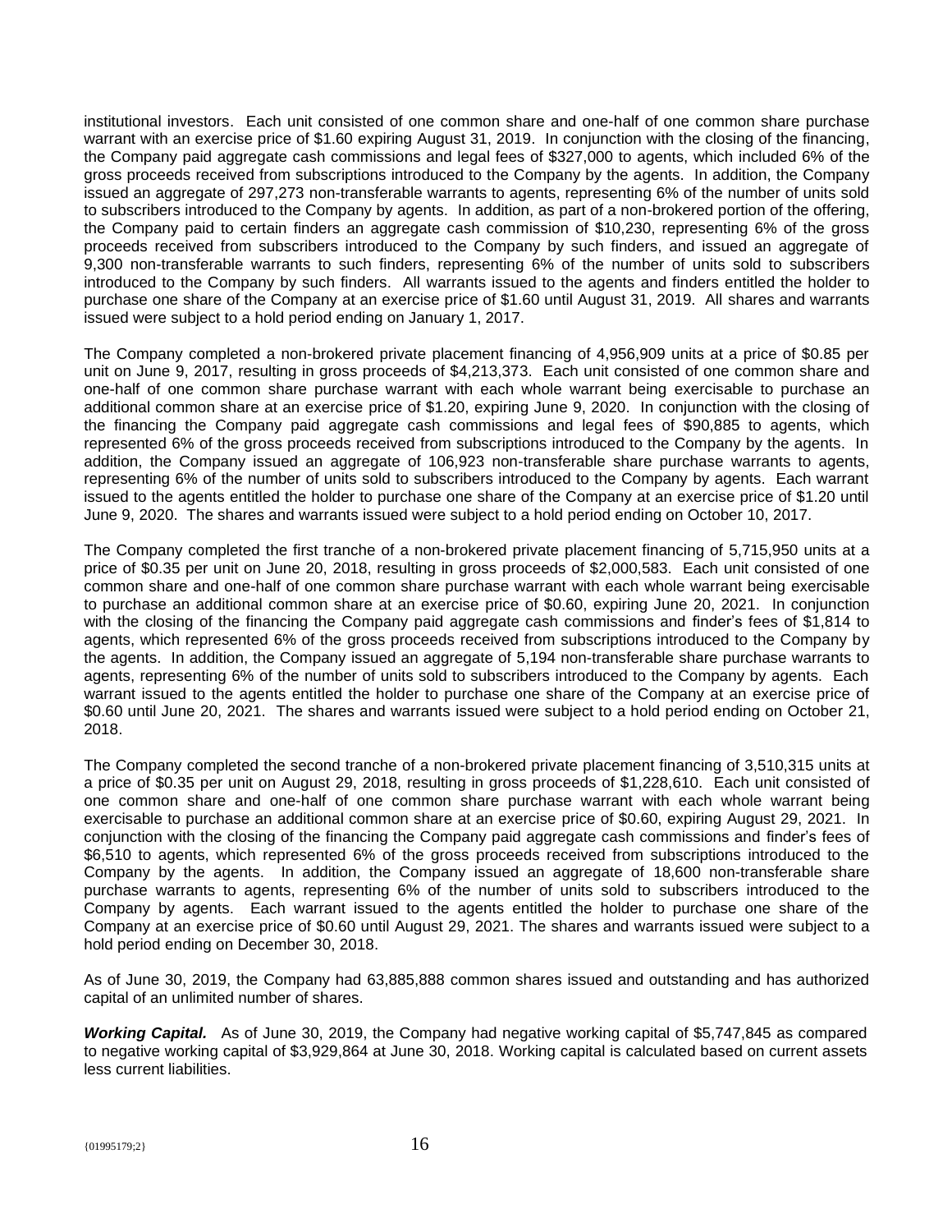institutional investors. Each unit consisted of one common share and one-half of one common share purchase warrant with an exercise price of $1.60 expiring August 31, 2019. In conjunction with the closing of the financing, the Company paid aggregate cash commissions and legal fees of $327,000 to agents, which included 6% of the gross proceeds received from subscriptions introduced to the Company by the agents. In addition, the Company issued an aggregate of 297,273 non-transferable warrants to agents, representing 6% of the number of units sold to subscribers introduced to the Company by agents. In addition, as part of a non-brokered portion of the offering, the Company paid to certain finders an aggregate cash commission of $10,230, representing 6% of the gross proceeds received from subscribers introduced to the Company by such finders, and issued an aggregate of 9,300 non-transferable warrants to such finders, representing 6% of the number of units sold to subscribers introduced to the Company by such finders. All warrants issued to the agents and finders entitled the holder to purchase one share of the Company at an exercise price of $1.60 until August 31, 2019. All shares and warrants issued were subject to a hold period ending on January 1, 2017.

The Company completed a non-brokered private placement financing of 4,956,909 units at a price of $0.85 per unit on June 9, 2017, resulting in gross proceeds of $4,213,373. Each unit consisted of one common share and one-half of one common share purchase warrant with each whole warrant being exercisable to purchase an additional common share at an exercise price of $1.20, expiring June 9, 2020. In conjunction with the closing of the financing the Company paid aggregate cash commissions and legal fees of $90,885 to agents, which represented 6% of the gross proceeds received from subscriptions introduced to the Company by the agents. In addition, the Company issued an aggregate of 106,923 non-transferable share purchase warrants to agents, representing 6% of the number of units sold to subscribers introduced to the Company by agents. Each warrant issued to the agents entitled the holder to purchase one share of the Company at an exercise price of $1.20 until June 9, 2020. The shares and warrants issued were subject to a hold period ending on October 10, 2017.

The Company completed the first tranche of a non-brokered private placement financing of 5,715,950 units at a price of $0.35 per unit on June 20, 2018, resulting in gross proceeds of $2,000,583. Each unit consisted of one common share and one-half of one common share purchase warrant with each whole warrant being exercisable to purchase an additional common share at an exercise price of $0.60, expiring June 20, 2021. In conjunction with the closing of the financing the Company paid aggregate cash commissions and finder's fees of $1,814 to agents, which represented 6% of the gross proceeds received from subscriptions introduced to the Company by the agents. In addition, the Company issued an aggregate of 5,194 non-transferable share purchase warrants to agents, representing 6% of the number of units sold to subscribers introduced to the Company by agents. Each warrant issued to the agents entitled the holder to purchase one share of the Company at an exercise price of $0.60 until June 20, 2021. The shares and warrants issued were subject to a hold period ending on October 21, 2018.

The Company completed the second tranche of a non-brokered private placement financing of 3,510,315 units at a price of $0.35 per unit on August 29, 2018, resulting in gross proceeds of $1,228,610. Each unit consisted of one common share and one-half of one common share purchase warrant with each whole warrant being exercisable to purchase an additional common share at an exercise price of $0.60, expiring August 29, 2021. In conjunction with the closing of the financing the Company paid aggregate cash commissions and finder's fees of $6,510 to agents, which represented 6% of the gross proceeds received from subscriptions introduced to the Company by the agents. In addition, the Company issued an aggregate of 18,600 non-transferable share purchase warrants to agents, representing 6% of the number of units sold to subscribers introduced to the Company by agents. Each warrant issued to the agents entitled the holder to purchase one share of the Company at an exercise price of $0.60 until August 29, 2021. The shares and warrants issued were subject to a hold period ending on December 30, 2018.

As of June 30, 2019, the Company had 63,885,888 common shares issued and outstanding and has authorized capital of an unlimited number of shares.

***Working Capital.*** As of June 30, 2019, the Company had negative working capital of $5,747,845 as compared to negative working capital of $3,929,864 at June 30, 2018. Working capital is calculated based on current assets less current liabilities.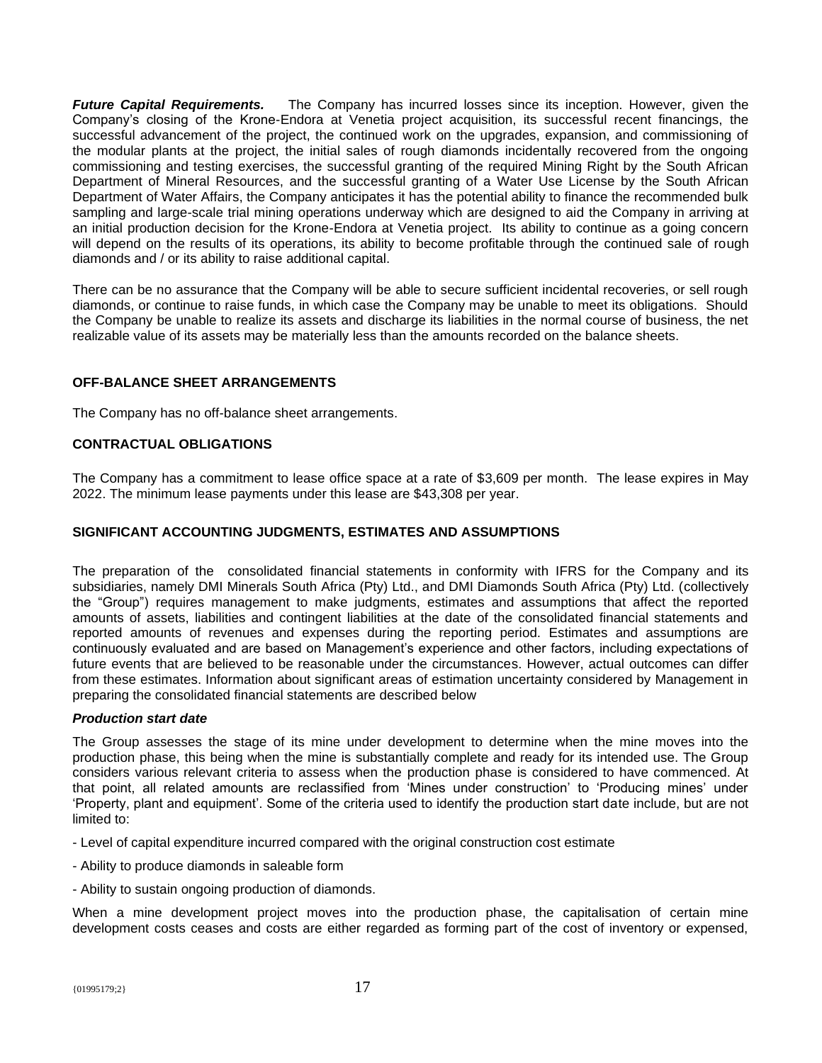***Future Capital Requirements.*** The Company has incurred losses since its inception. However, given the Company's closing of the Krone-Endora at Venetia project acquisition, its successful recent financings, the successful advancement of the project, the continued work on the upgrades, expansion, and commissioning of the modular plants at the project, the initial sales of rough diamonds incidentally recovered from the ongoing commissioning and testing exercises, the successful granting of the required Mining Right by the South African Department of Mineral Resources, and the successful granting of a Water Use License by the South African Department of Water Affairs, the Company anticipates it has the potential ability to finance the recommended bulk sampling and large-scale trial mining operations underway which are designed to aid the Company in arriving at an initial production decision for the Krone-Endora at Venetia project. Its ability to continue as a going concern will depend on the results of its operations, its ability to become profitable through the continued sale of rough diamonds and / or its ability to raise additional capital.

There can be no assurance that the Company will be able to secure sufficient incidental recoveries, or sell rough diamonds, or continue to raise funds, in which case the Company may be unable to meet its obligations. Should the Company be unable to realize its assets and discharge its liabilities in the normal course of business, the net realizable value of its assets may be materially less than the amounts recorded on the balance sheets.

## OFF-BALANCE SHEET ARRANGEMENTS

The Company has no off-balance sheet arrangements.

## CONTRACTUAL OBLIGATIONS

The Company has a commitment to lease office space at a rate of $3,609 per month. The lease expires in May 2022. The minimum lease payments under this lease are $43,308 per year.

## SIGNIFICANT ACCOUNTING JUDGMENTS, ESTIMATES AND ASSUMPTIONS

The preparation of the consolidated financial statements in conformity with IFRS for the Company and its subsidiaries, namely DMI Minerals South Africa (Pty) Ltd., and DMI Diamonds South Africa (Pty) Ltd. (collectively the "Group") requires management to make judgments, estimates and assumptions that affect the reported amounts of assets, liabilities and contingent liabilities at the date of the consolidated financial statements and reported amounts of revenues and expenses during the reporting period. Estimates and assumptions are continuously evaluated and are based on Management's experience and other factors, including expectations of future events that are believed to be reasonable under the circumstances. However, actual outcomes can differ from these estimates. Information about significant areas of estimation uncertainty considered by Management in preparing the consolidated financial statements are described below

***Production start date***

The Group assesses the stage of its mine under development to determine when the mine moves into the production phase, this being when the mine is substantially complete and ready for its intended use. The Group considers various relevant criteria to assess when the production phase is considered to have commenced. At that point, all related amounts are reclassified from 'Mines under construction' to 'Producing mines' under 'Property, plant and equipment'. Some of the criteria used to identify the production start date include, but are not limited to:

- Level of capital expenditure incurred compared with the original construction cost estimate
- Ability to produce diamonds in saleable form
- Ability to sustain ongoing production of diamonds.

When a mine development project moves into the production phase, the capitalisation of certain mine development costs ceases and costs are either regarded as forming part of the cost of inventory or expensed,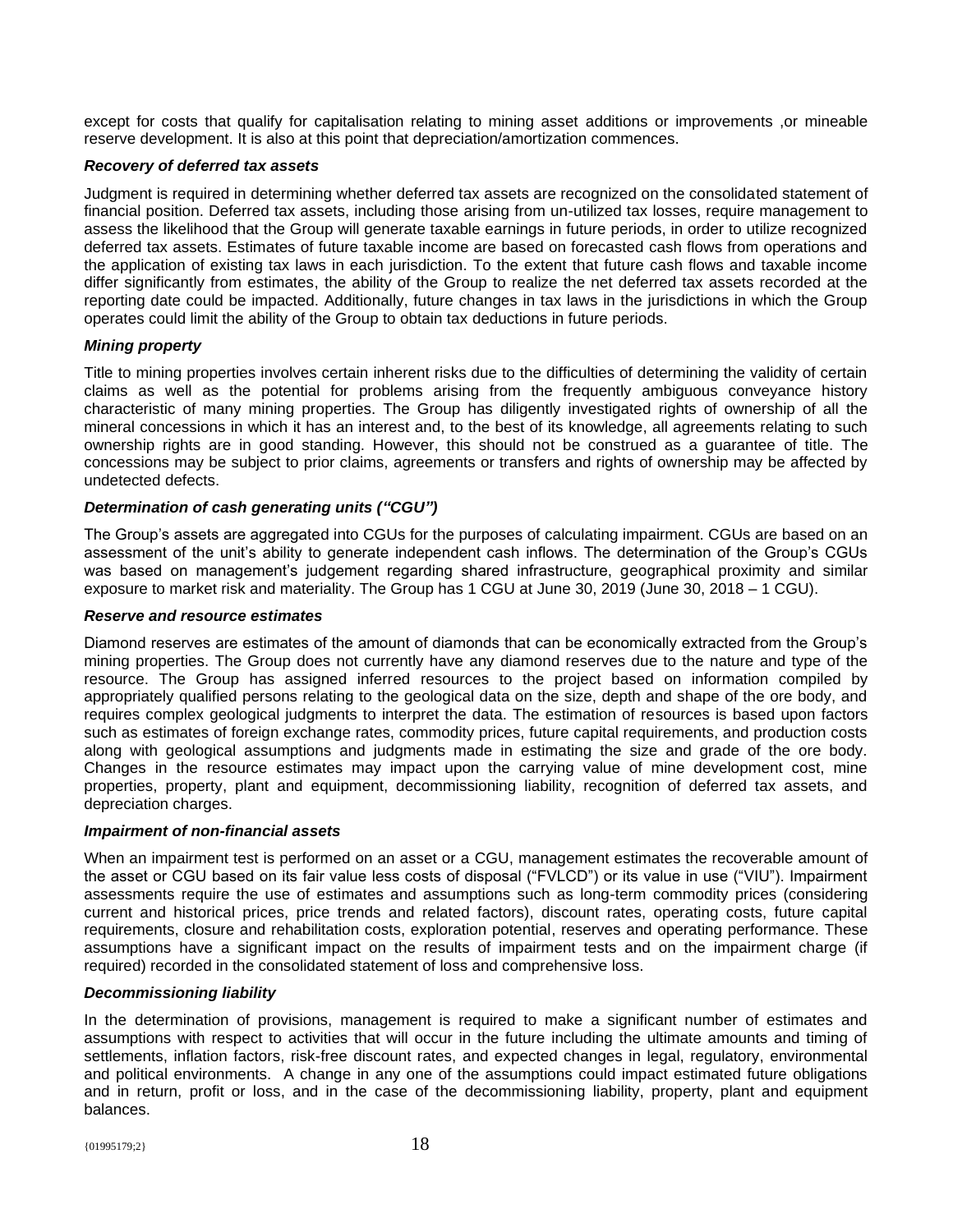except for costs that qualify for capitalisation relating to mining asset additions or improvements ,or mineable reserve development. It is also at this point that depreciation/amortization commences.

***Recovery of deferred tax assets***

Judgment is required in determining whether deferred tax assets are recognized on the consolidated statement of financial position. Deferred tax assets, including those arising from un-utilized tax losses, require management to assess the likelihood that the Group will generate taxable earnings in future periods, in order to utilize recognized deferred tax assets. Estimates of future taxable income are based on forecasted cash flows from operations and the application of existing tax laws in each jurisdiction. To the extent that future cash flows and taxable income differ significantly from estimates, the ability of the Group to realize the net deferred tax assets recorded at the reporting date could be impacted. Additionally, future changes in tax laws in the jurisdictions in which the Group operates could limit the ability of the Group to obtain tax deductions in future periods.

***Mining property***

Title to mining properties involves certain inherent risks due to the difficulties of determining the validity of certain claims as well as the potential for problems arising from the frequently ambiguous conveyance history characteristic of many mining properties. The Group has diligently investigated rights of ownership of all the mineral concessions in which it has an interest and, to the best of its knowledge, all agreements relating to such ownership rights are in good standing. However, this should not be construed as a guarantee of title. The concessions may be subject to prior claims, agreements or transfers and rights of ownership may be affected by undetected defects.

***Determination of cash generating units ("CGU")***

The Group's assets are aggregated into CGUs for the purposes of calculating impairment. CGUs are based on an assessment of the unit's ability to generate independent cash inflows. The determination of the Group's CGUs was based on management's judgement regarding shared infrastructure, geographical proximity and similar exposure to market risk and materiality. The Group has 1 CGU at June 30, 2019 (June 30, 2018 – 1 CGU).

***Reserve and resource estimates***

Diamond reserves are estimates of the amount of diamonds that can be economically extracted from the Group's mining properties. The Group does not currently have any diamond reserves due to the nature and type of the resource. The Group has assigned inferred resources to the project based on information compiled by appropriately qualified persons relating to the geological data on the size, depth and shape of the ore body, and requires complex geological judgments to interpret the data. The estimation of resources is based upon factors such as estimates of foreign exchange rates, commodity prices, future capital requirements, and production costs along with geological assumptions and judgments made in estimating the size and grade of the ore body. Changes in the resource estimates may impact upon the carrying value of mine development cost, mine properties, property, plant and equipment, decommissioning liability, recognition of deferred tax assets, and depreciation charges.

***Impairment of non-financial assets***

When an impairment test is performed on an asset or a CGU, management estimates the recoverable amount of the asset or CGU based on its fair value less costs of disposal ("FVLCD") or its value in use ("VIU"). Impairment assessments require the use of estimates and assumptions such as long-term commodity prices (considering current and historical prices, price trends and related factors), discount rates, operating costs, future capital requirements, closure and rehabilitation costs, exploration potential, reserves and operating performance. These assumptions have a significant impact on the results of impairment tests and on the impairment charge (if required) recorded in the consolidated statement of loss and comprehensive loss.

***Decommissioning liability***

In the determination of provisions, management is required to make a significant number of estimates and assumptions with respect to activities that will occur in the future including the ultimate amounts and timing of settlements, inflation factors, risk-free discount rates, and expected changes in legal, regulatory, environmental and political environments. A change in any one of the assumptions could impact estimated future obligations and in return, profit or loss, and in the case of the decommissioning liability, property, plant and equipment balances.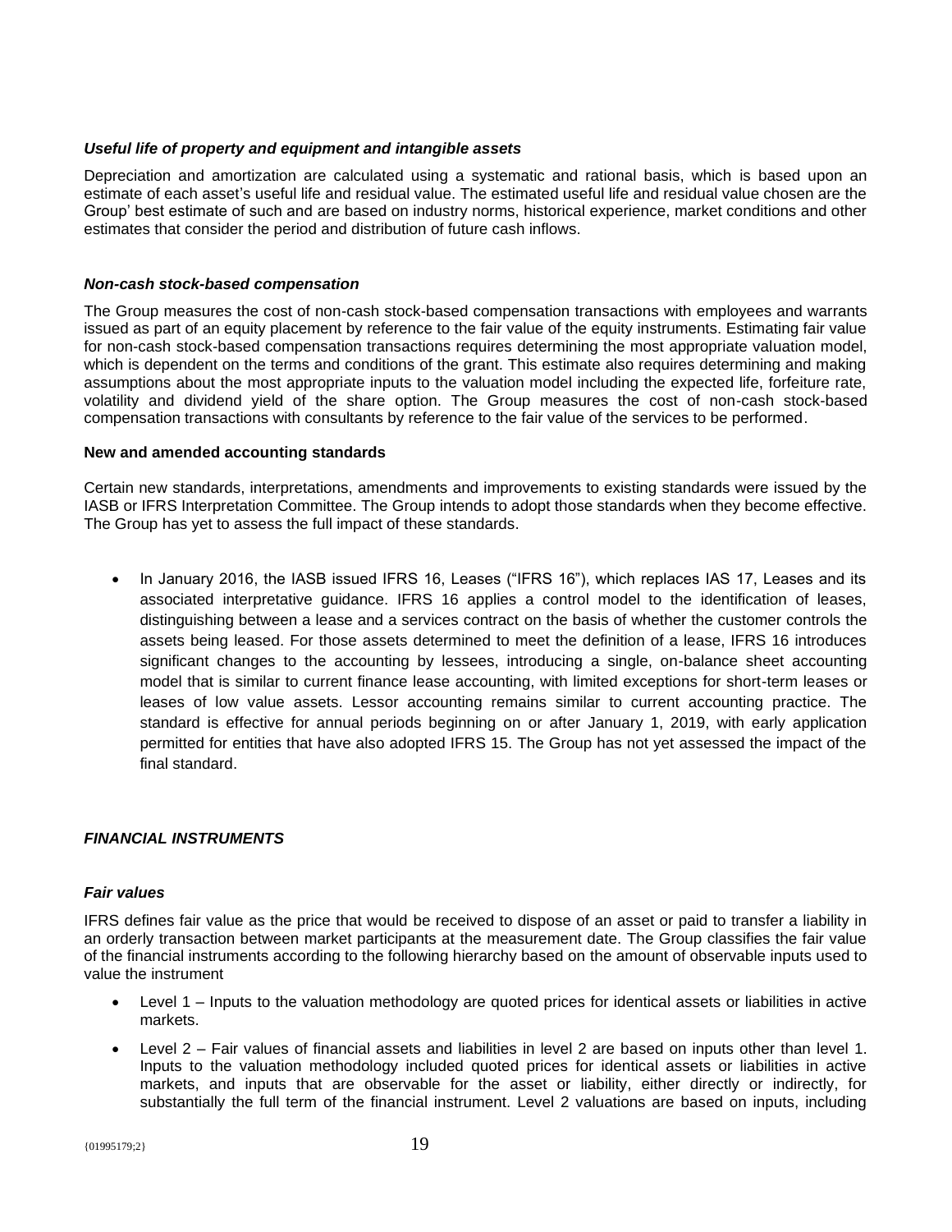***Useful life of property and equipment and intangible assets***

Depreciation and amortization are calculated using a systematic and rational basis, which is based upon an estimate of each asset's useful life and residual value. The estimated useful life and residual value chosen are the Group' best estimate of such and are based on industry norms, historical experience, market conditions and other estimates that consider the period and distribution of future cash inflows.

***Non-cash stock-based compensation***

The Group measures the cost of non-cash stock-based compensation transactions with employees and warrants issued as part of an equity placement by reference to the fair value of the equity instruments. Estimating fair value for non-cash stock-based compensation transactions requires determining the most appropriate valuation model, which is dependent on the terms and conditions of the grant. This estimate also requires determining and making assumptions about the most appropriate inputs to the valuation model including the expected life, forfeiture rate, volatility and dividend yield of the share option. The Group measures the cost of non-cash stock-based compensation transactions with consultants by reference to the fair value of the services to be performed.

**New and amended accounting standards**

Certain new standards, interpretations, amendments and improvements to existing standards were issued by the IASB or IFRS Interpretation Committee. The Group intends to adopt those standards when they become effective. The Group has yet to assess the full impact of these standards.

- In January 2016, the IASB issued IFRS 16, Leases ("IFRS 16"), which replaces IAS 17, Leases and its associated interpretative guidance. IFRS 16 applies a control model to the identification of leases, distinguishing between a lease and a services contract on the basis of whether the customer controls the assets being leased. For those assets determined to meet the definition of a lease, IFRS 16 introduces significant changes to the accounting by lessees, introducing a single, on-balance sheet accounting model that is similar to current finance lease accounting, with limited exceptions for short-term leases or leases of low value assets. Lessor accounting remains similar to current accounting practice. The standard is effective for annual periods beginning on or after January 1, 2019, with early application permitted for entities that have also adopted IFRS 15. The Group has not yet assessed the impact of the final standard.

***FINANCIAL INSTRUMENTS***

***Fair values***

IFRS defines fair value as the price that would be received to dispose of an asset or paid to transfer a liability in an orderly transaction between market participants at the measurement date. The Group classifies the fair value of the financial instruments according to the following hierarchy based on the amount of observable inputs used to value the instrument

- Level 1 – Inputs to the valuation methodology are quoted prices for identical assets or liabilities in active markets.
- Level 2 – Fair values of financial assets and liabilities in level 2 are based on inputs other than level 1. Inputs to the valuation methodology included quoted prices for identical assets or liabilities in active markets, and inputs that are observable for the asset or liability, either directly or indirectly, for substantially the full term of the financial instrument. Level 2 valuations are based on inputs, including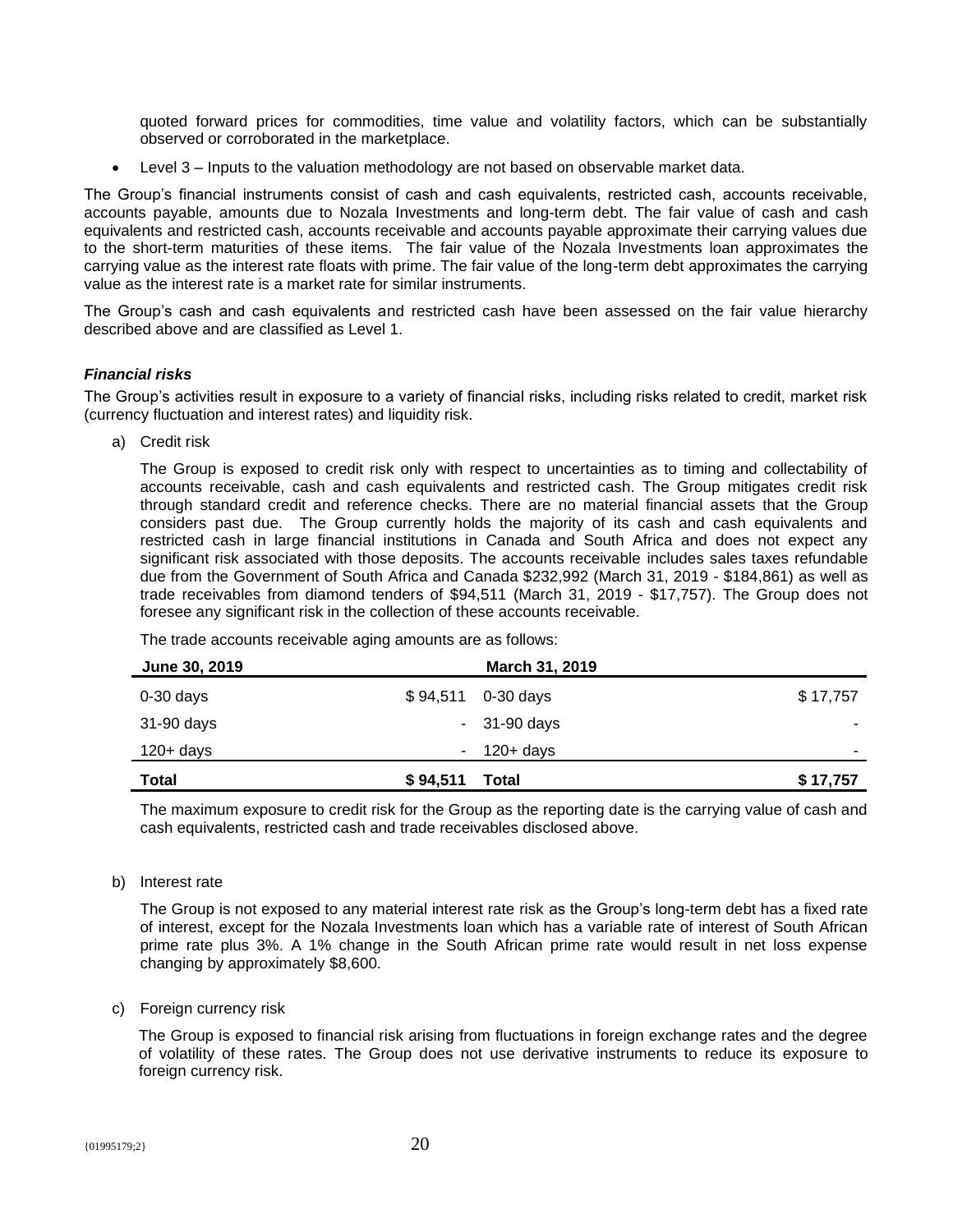quoted forward prices for commodities, time value and volatility factors, which can be substantially observed or corroborated in the marketplace.

- Level 3 – Inputs to the valuation methodology are not based on observable market data.

The Group's financial instruments consist of cash and cash equivalents, restricted cash, accounts receivable, accounts payable, amounts due to Nozala Investments and long-term debt. The fair value of cash and cash equivalents and restricted cash, accounts receivable and accounts payable approximate their carrying values due to the short-term maturities of these items. The fair value of the Nozala Investments loan approximates the carrying value as the interest rate floats with prime. The fair value of the long-term debt approximates the carrying value as the interest rate is a market rate for similar instruments.

The Group's cash and cash equivalents and restricted cash have been assessed on the fair value hierarchy described above and are classified as Level 1.

***Financial risks***

The Group's activities result in exposure to a variety of financial risks, including risks related to credit, market risk (currency fluctuation and interest rates) and liquidity risk.

a) Credit risk

The Group is exposed to credit risk only with respect to uncertainties as to timing and collectability of accounts receivable, cash and cash equivalents and restricted cash. The Group mitigates credit risk through standard credit and reference checks. There are no material financial assets that the Group considers past due. The Group currently holds the majority of its cash and cash equivalents and restricted cash in large financial institutions in Canada and South Africa and does not expect any significant risk associated with those deposits. The accounts receivable includes sales taxes refundable due from the Government of South Africa and Canada \$232,992 (March 31, 2019 - \$184,861) as well as trade receivables from diamond tenders of \$94,511 (March 31, 2019 - \$17,757). The Group does not foresee any significant risk in the collection of these accounts receivable.

The trade accounts receivable aging amounts are as follows:

| June 30, 2019 | | March 31, 2019 | |
|---|---|---|---|
| 0-30 days | \$ 94,511 | 0-30 days | \$ 17,757 |
| 31-90 days | - | 31-90 days | - |
| 120+ days | - | 120+ days | - |
| **Total** | **\$ 94,511** | **Total** | **\$ 17,757** |

The maximum exposure to credit risk for the Group as the reporting date is the carrying value of cash and cash equivalents, restricted cash and trade receivables disclosed above.

b) Interest rate

The Group is not exposed to any material interest rate risk as the Group's long-term debt has a fixed rate of interest, except for the Nozala Investments loan which has a variable rate of interest of South African prime rate plus 3%. A 1% change in the South African prime rate would result in net loss expense changing by approximately \$8,600.

c) Foreign currency risk

The Group is exposed to financial risk arising from fluctuations in foreign exchange rates and the degree of volatility of these rates. The Group does not use derivative instruments to reduce its exposure to foreign currency risk.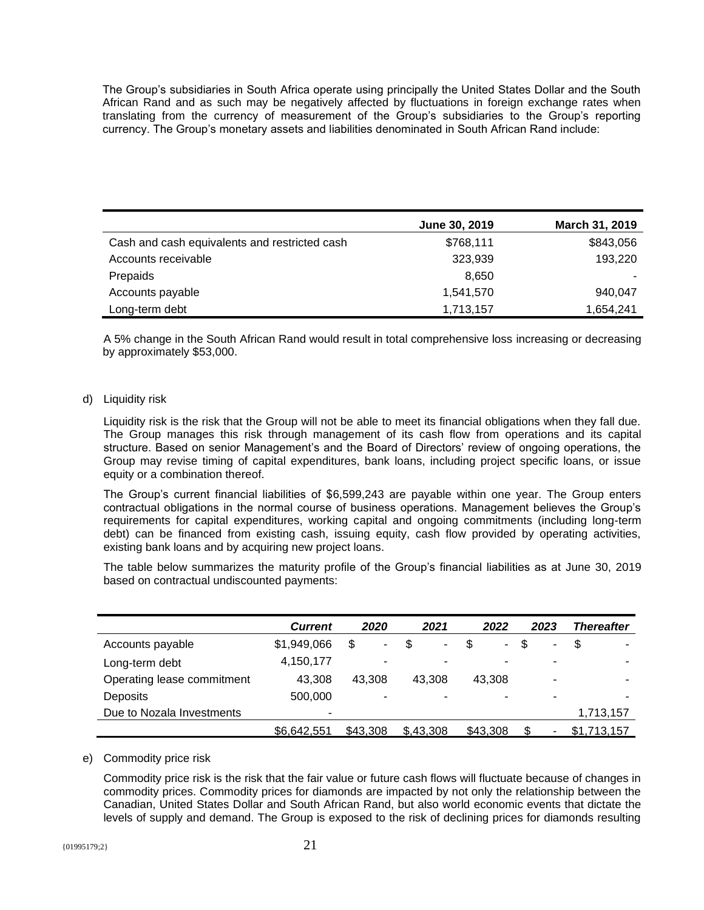The Group's subsidiaries in South Africa operate using principally the United States Dollar and the South African Rand and as such may be negatively affected by fluctuations in foreign exchange rates when translating from the currency of measurement of the Group's subsidiaries to the Group's reporting currency. The Group's monetary assets and liabilities denominated in South African Rand include:

| | June 30, 2019 | March 31, 2019 |
|---|---|---|
| Cash and cash equivalents and restricted cash | $768,111 | $843,056 |
| Accounts receivable | 323,939 | 193,220 |
| Prepaids | 8,650 | - |
| Accounts payable | 1,541,570 | 940,047 |
| Long-term debt | 1,713,157 | 1,654,241 |

A 5% change in the South African Rand would result in total comprehensive loss increasing or decreasing by approximately $53,000.

d) Liquidity risk

Liquidity risk is the risk that the Group will not be able to meet its financial obligations when they fall due. The Group manages this risk through management of its cash flow from operations and its capital structure. Based on senior Management's and the Board of Directors' review of ongoing operations, the Group may revise timing of capital expenditures, bank loans, including project specific loans, or issue equity or a combination thereof.

The Group's current financial liabilities of $6,599,243 are payable within one year. The Group enters contractual obligations in the normal course of business operations. Management believes the Group's requirements for capital expenditures, working capital and ongoing commitments (including long-term debt) can be financed from existing cash, issuing equity, cash flow provided by operating activities, existing bank loans and by acquiring new project loans.

The table below summarizes the maturity profile of the Group's financial liabilities as at June 30, 2019 based on contractual undiscounted payments:

| | *Current* | *2020* | *2021* | *2022* | *2023* | *Thereafter* |
|---|---|---|---|---|---|---|
| Accounts payable | $1,949,066 | $ - | $ - | $ - | $ - | $ - |
| Long-term debt | 4,150,177 | - | - | - | - | - |
| Operating lease commitment | 43,308 | 43,308 | 43,308 | 43,308 | - | - |
| Deposits | 500,000 | - | - | - | - | - |
| Due to Nozala Investments | - | | | | | 1,713,157 |
| | $6,642,551 | $43,308 | $,43,308 | $43,308 | $ - | $1,713,157 |

e) Commodity price risk

Commodity price risk is the risk that the fair value or future cash flows will fluctuate because of changes in commodity prices. Commodity prices for diamonds are impacted by not only the relationship between the Canadian, United States Dollar and South African Rand, but also world economic events that dictate the levels of supply and demand. The Group is exposed to the risk of declining prices for diamonds resulting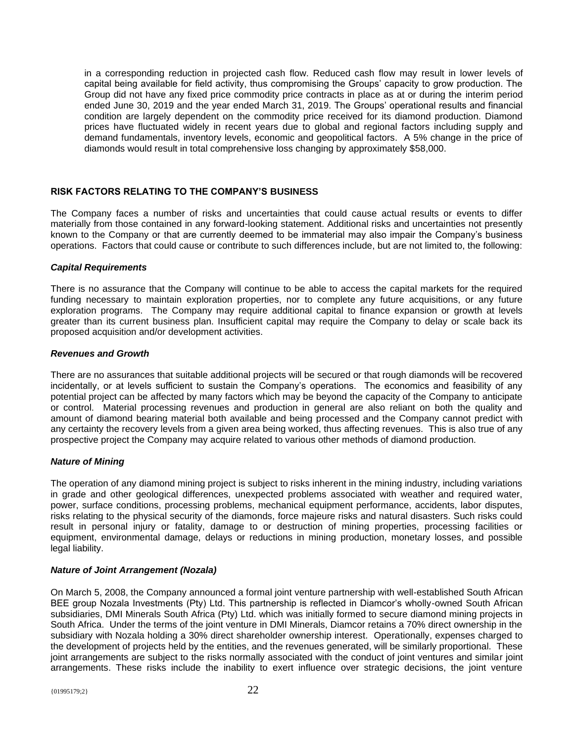in a corresponding reduction in projected cash flow. Reduced cash flow may result in lower levels of capital being available for field activity, thus compromising the Groups' capacity to grow production. The Group did not have any fixed price commodity price contracts in place as at or during the interim period ended June 30, 2019 and the year ended March 31, 2019. The Groups' operational results and financial condition are largely dependent on the commodity price received for its diamond production. Diamond prices have fluctuated widely in recent years due to global and regional factors including supply and demand fundamentals, inventory levels, economic and geopolitical factors. A 5% change in the price of diamonds would result in total comprehensive loss changing by approximately $58,000.

## RISK FACTORS RELATING TO THE COMPANY'S BUSINESS

The Company faces a number of risks and uncertainties that could cause actual results or events to differ materially from those contained in any forward-looking statement. Additional risks and uncertainties not presently known to the Company or that are currently deemed to be immaterial may also impair the Company's business operations. Factors that could cause or contribute to such differences include, but are not limited to, the following:

### *Capital Requirements*

There is no assurance that the Company will continue to be able to access the capital markets for the required funding necessary to maintain exploration properties, nor to complete any future acquisitions, or any future exploration programs. The Company may require additional capital to finance expansion or growth at levels greater than its current business plan. Insufficient capital may require the Company to delay or scale back its proposed acquisition and/or development activities.

### *Revenues and Growth*

There are no assurances that suitable additional projects will be secured or that rough diamonds will be recovered incidentally, or at levels sufficient to sustain the Company's operations. The economics and feasibility of any potential project can be affected by many factors which may be beyond the capacity of the Company to anticipate or control. Material processing revenues and production in general are also reliant on both the quality and amount of diamond bearing material both available and being processed and the Company cannot predict with any certainty the recovery levels from a given area being worked, thus affecting revenues. This is also true of any prospective project the Company may acquire related to various other methods of diamond production.

### *Nature of Mining*

The operation of any diamond mining project is subject to risks inherent in the mining industry, including variations in grade and other geological differences, unexpected problems associated with weather and required water, power, surface conditions, processing problems, mechanical equipment performance, accidents, labor disputes, risks relating to the physical security of the diamonds, force majeure risks and natural disasters. Such risks could result in personal injury or fatality, damage to or destruction of mining properties, processing facilities or equipment, environmental damage, delays or reductions in mining production, monetary losses, and possible legal liability.

### *Nature of Joint Arrangement (Nozala)*

On March 5, 2008, the Company announced a formal joint venture partnership with well-established South African BEE group Nozala Investments (Pty) Ltd. This partnership is reflected in Diamcor's wholly-owned South African subsidiaries, DMI Minerals South Africa (Pty) Ltd. which was initially formed to secure diamond mining projects in South Africa. Under the terms of the joint venture in DMI Minerals, Diamcor retains a 70% direct ownership in the subsidiary with Nozala holding a 30% direct shareholder ownership interest. Operationally, expenses charged to the development of projects held by the entities, and the revenues generated, will be similarly proportional. These joint arrangements are subject to the risks normally associated with the conduct of joint ventures and similar joint arrangements. These risks include the inability to exert influence over strategic decisions, the joint venture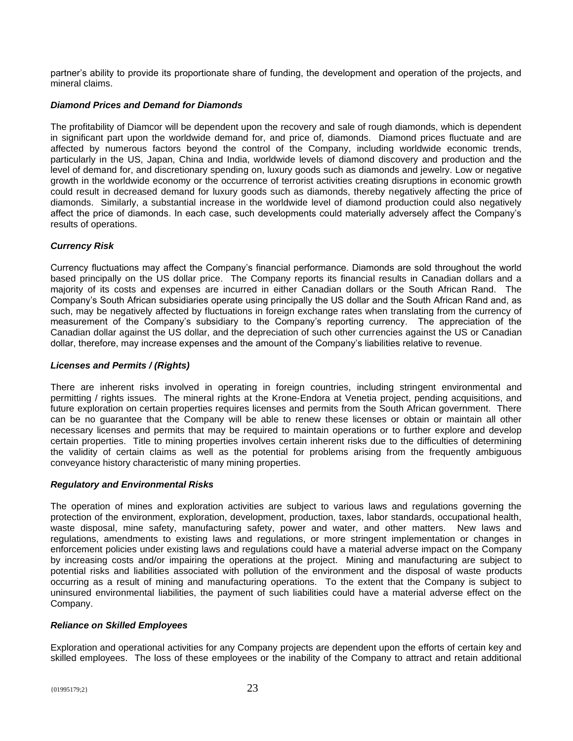partner's ability to provide its proportionate share of funding, the development and operation of the projects, and mineral claims.

### *Diamond Prices and Demand for Diamonds*

The profitability of Diamcor will be dependent upon the recovery and sale of rough diamonds, which is dependent in significant part upon the worldwide demand for, and price of, diamonds. Diamond prices fluctuate and are affected by numerous factors beyond the control of the Company, including worldwide economic trends, particularly in the US, Japan, China and India, worldwide levels of diamond discovery and production and the level of demand for, and discretionary spending on, luxury goods such as diamonds and jewelry. Low or negative growth in the worldwide economy or the occurrence of terrorist activities creating disruptions in economic growth could result in decreased demand for luxury goods such as diamonds, thereby negatively affecting the price of diamonds. Similarly, a substantial increase in the worldwide level of diamond production could also negatively affect the price of diamonds. In each case, such developments could materially adversely affect the Company's results of operations.

### *Currency Risk*

Currency fluctuations may affect the Company's financial performance. Diamonds are sold throughout the world based principally on the US dollar price. The Company reports its financial results in Canadian dollars and a majority of its costs and expenses are incurred in either Canadian dollars or the South African Rand. The Company's South African subsidiaries operate using principally the US dollar and the South African Rand and, as such, may be negatively affected by fluctuations in foreign exchange rates when translating from the currency of measurement of the Company's subsidiary to the Company's reporting currency. The appreciation of the Canadian dollar against the US dollar, and the depreciation of such other currencies against the US or Canadian dollar, therefore, may increase expenses and the amount of the Company's liabilities relative to revenue.

### *Licenses and Permits / (Rights)*

There are inherent risks involved in operating in foreign countries, including stringent environmental and permitting / rights issues. The mineral rights at the Krone-Endora at Venetia project, pending acquisitions, and future exploration on certain properties requires licenses and permits from the South African government. There can be no guarantee that the Company will be able to renew these licenses or obtain or maintain all other necessary licenses and permits that may be required to maintain operations or to further explore and develop certain properties. Title to mining properties involves certain inherent risks due to the difficulties of determining the validity of certain claims as well as the potential for problems arising from the frequently ambiguous conveyance history characteristic of many mining properties.

### *Regulatory and Environmental Risks*

The operation of mines and exploration activities are subject to various laws and regulations governing the protection of the environment, exploration, development, production, taxes, labor standards, occupational health, waste disposal, mine safety, manufacturing safety, power and water, and other matters. New laws and regulations, amendments to existing laws and regulations, or more stringent implementation or changes in enforcement policies under existing laws and regulations could have a material adverse impact on the Company by increasing costs and/or impairing the operations at the project. Mining and manufacturing are subject to potential risks and liabilities associated with pollution of the environment and the disposal of waste products occurring as a result of mining and manufacturing operations. To the extent that the Company is subject to uninsured environmental liabilities, the payment of such liabilities could have a material adverse effect on the Company.

### *Reliance on Skilled Employees*

Exploration and operational activities for any Company projects are dependent upon the efforts of certain key and skilled employees. The loss of these employees or the inability of the Company to attract and retain additional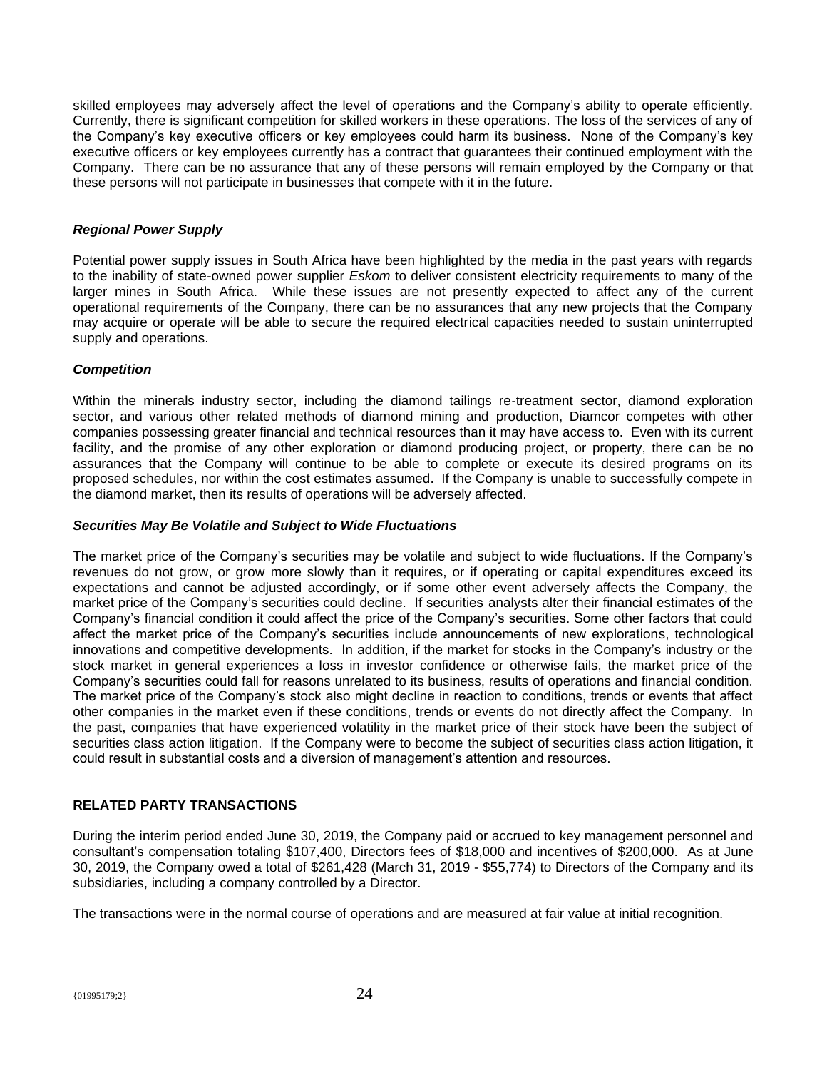skilled employees may adversely affect the level of operations and the Company's ability to operate efficiently. Currently, there is significant competition for skilled workers in these operations. The loss of the services of any of the Company's key executive officers or key employees could harm its business. None of the Company's key executive officers or key employees currently has a contract that guarantees their continued employment with the Company. There can be no assurance that any of these persons will remain employed by the Company or that these persons will not participate in businesses that compete with it in the future.

***Regional Power Supply***

Potential power supply issues in South Africa have been highlighted by the media in the past years with regards to the inability of state-owned power supplier *Eskom* to deliver consistent electricity requirements to many of the larger mines in South Africa. While these issues are not presently expected to affect any of the current operational requirements of the Company, there can be no assurances that any new projects that the Company may acquire or operate will be able to secure the required electrical capacities needed to sustain uninterrupted supply and operations.

***Competition***

Within the minerals industry sector, including the diamond tailings re-treatment sector, diamond exploration sector, and various other related methods of diamond mining and production, Diamcor competes with other companies possessing greater financial and technical resources than it may have access to. Even with its current facility, and the promise of any other exploration or diamond producing project, or property, there can be no assurances that the Company will continue to be able to complete or execute its desired programs on its proposed schedules, nor within the cost estimates assumed. If the Company is unable to successfully compete in the diamond market, then its results of operations will be adversely affected.

***Securities May Be Volatile and Subject to Wide Fluctuations***

The market price of the Company's securities may be volatile and subject to wide fluctuations. If the Company's revenues do not grow, or grow more slowly than it requires, or if operating or capital expenditures exceed its expectations and cannot be adjusted accordingly, or if some other event adversely affects the Company, the market price of the Company's securities could decline. If securities analysts alter their financial estimates of the Company's financial condition it could affect the price of the Company's securities. Some other factors that could affect the market price of the Company's securities include announcements of new explorations, technological innovations and competitive developments. In addition, if the market for stocks in the Company's industry or the stock market in general experiences a loss in investor confidence or otherwise fails, the market price of the Company's securities could fall for reasons unrelated to its business, results of operations and financial condition. The market price of the Company's stock also might decline in reaction to conditions, trends or events that affect other companies in the market even if these conditions, trends or events do not directly affect the Company. In the past, companies that have experienced volatility in the market price of their stock have been the subject of securities class action litigation. If the Company were to become the subject of securities class action litigation, it could result in substantial costs and a diversion of management's attention and resources.

## RELATED PARTY TRANSACTIONS

During the interim period ended June 30, 2019, the Company paid or accrued to key management personnel and consultant's compensation totaling $107,400, Directors fees of $18,000 and incentives of $200,000. As at June 30, 2019, the Company owed a total of $261,428 (March 31, 2019 - $55,774) to Directors of the Company and its subsidiaries, including a company controlled by a Director.

The transactions were in the normal course of operations and are measured at fair value at initial recognition.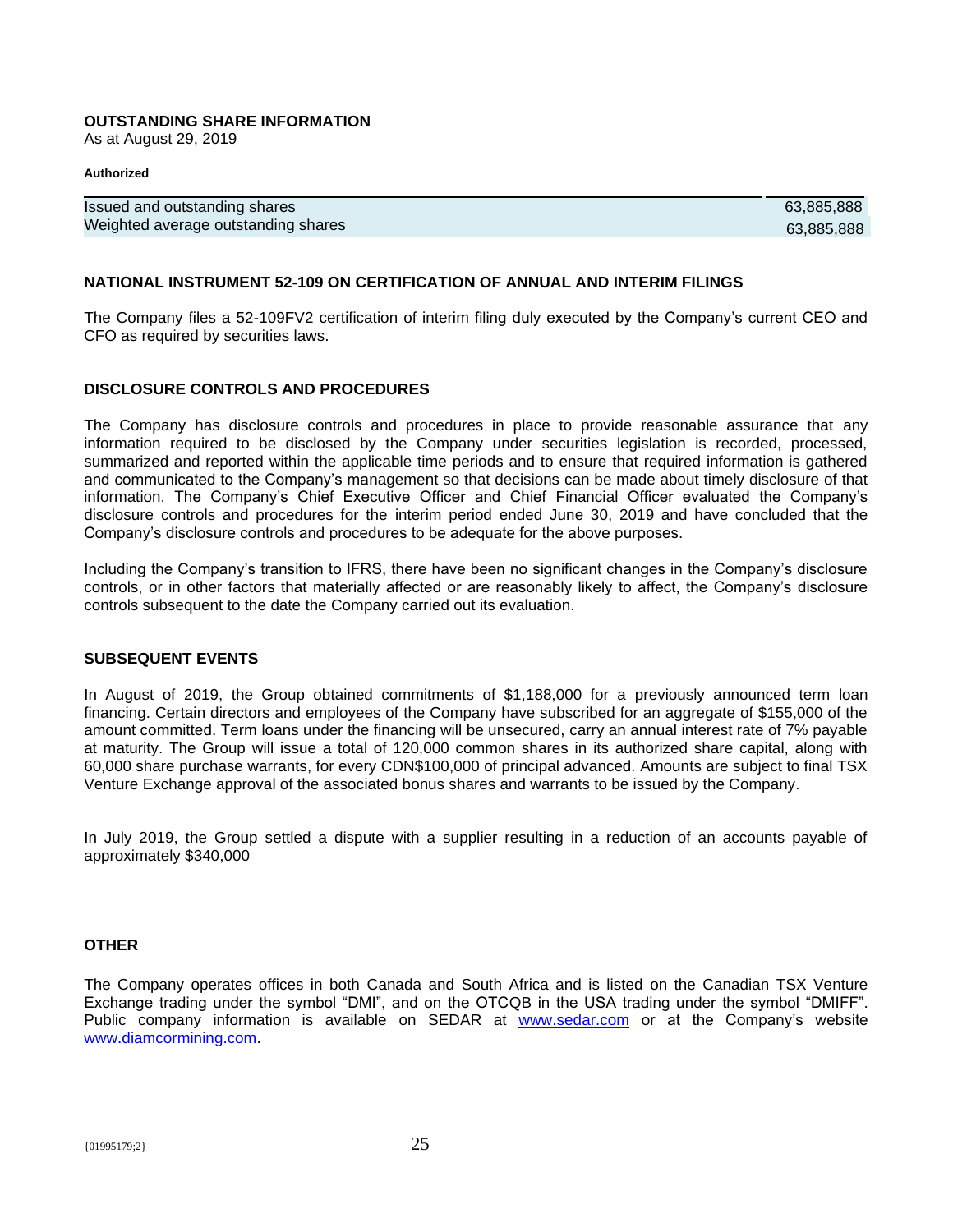**OUTSTANDING SHARE INFORMATION**

As at August 29, 2019

**Authorized**

| | |
|---|---|
| Issued and outstanding shares | 63,885,888 |
| Weighted average outstanding shares | 63,885,888 |

**NATIONAL INSTRUMENT 52-109 ON CERTIFICATION OF ANNUAL AND INTERIM FILINGS**

The Company files a 52-109FV2 certification of interim filing duly executed by the Company's current CEO and CFO as required by securities laws.

**DISCLOSURE CONTROLS AND PROCEDURES**

The Company has disclosure controls and procedures in place to provide reasonable assurance that any information required to be disclosed by the Company under securities legislation is recorded, processed, summarized and reported within the applicable time periods and to ensure that required information is gathered and communicated to the Company's management so that decisions can be made about timely disclosure of that information. The Company's Chief Executive Officer and Chief Financial Officer evaluated the Company's disclosure controls and procedures for the interim period ended June 30, 2019 and have concluded that the Company's disclosure controls and procedures to be adequate for the above purposes.

Including the Company's transition to IFRS, there have been no significant changes in the Company's disclosure controls, or in other factors that materially affected or are reasonably likely to affect, the Company's disclosure controls subsequent to the date the Company carried out its evaluation.

**SUBSEQUENT EVENTS**

In August of 2019, the Group obtained commitments of $1,188,000 for a previously announced term loan financing. Certain directors and employees of the Company have subscribed for an aggregate of $155,000 of the amount committed. Term loans under the financing will be unsecured, carry an annual interest rate of 7% payable at maturity. The Group will issue a total of 120,000 common shares in its authorized share capital, along with 60,000 share purchase warrants, for every CDN$100,000 of principal advanced. Amounts are subject to final TSX Venture Exchange approval of the associated bonus shares and warrants to be issued by the Company.

In July 2019, the Group settled a dispute with a supplier resulting in a reduction of an accounts payable of approximately $340,000

**OTHER**

The Company operates offices in both Canada and South Africa and is listed on the Canadian TSX Venture Exchange trading under the symbol "DMI", and on the OTCQB in the USA trading under the symbol "DMIFF". Public company information is available on SEDAR at www.sedar.com or at the Company's website www.diamcormining.com.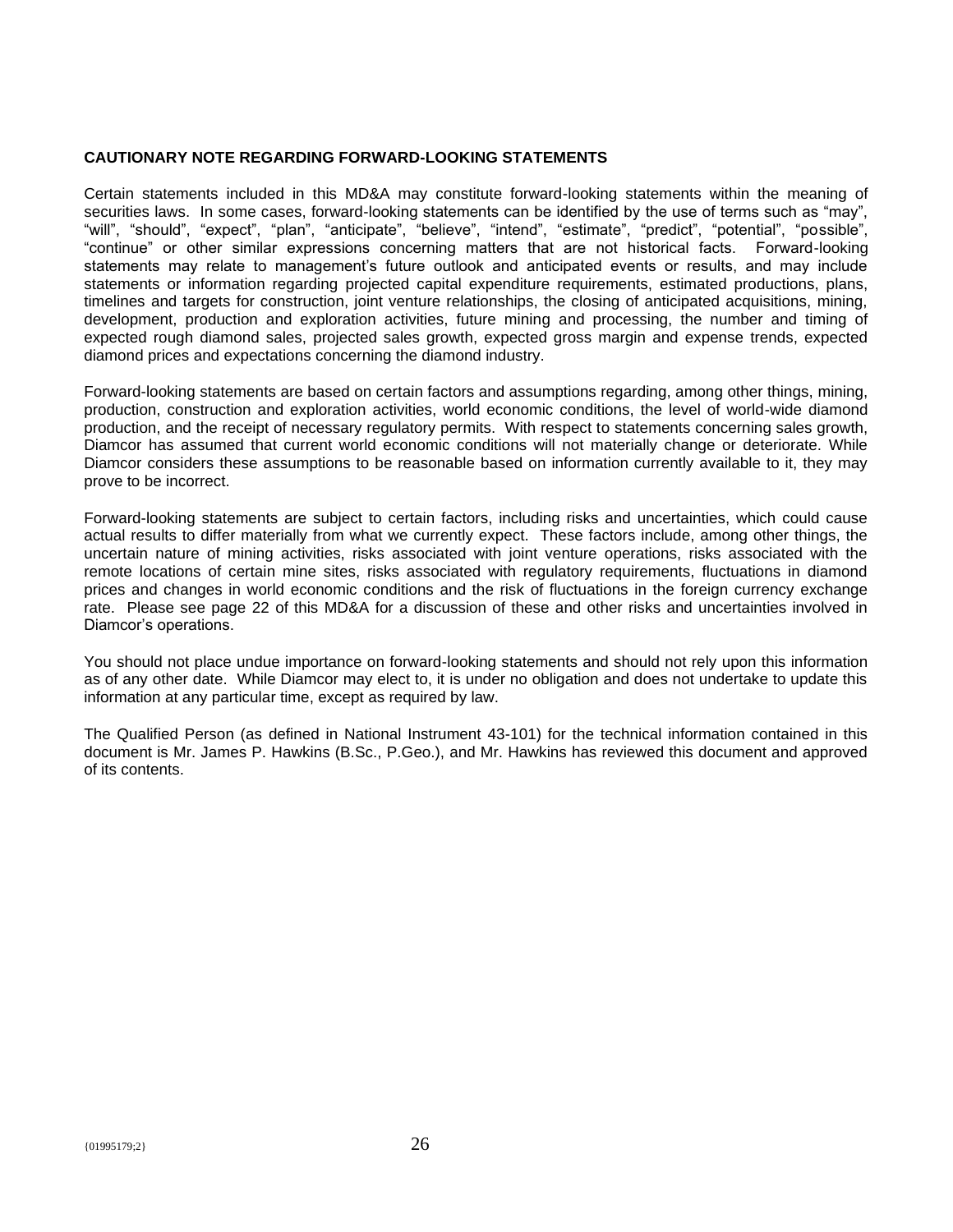**CAUTIONARY NOTE REGARDING FORWARD-LOOKING STATEMENTS**

Certain statements included in this MD&A may constitute forward-looking statements within the meaning of securities laws. In some cases, forward-looking statements can be identified by the use of terms such as "may", "will", "should", "expect", "plan", "anticipate", "believe", "intend", "estimate", "predict", "potential", "possible", "continue" or other similar expressions concerning matters that are not historical facts. Forward-looking statements may relate to management's future outlook and anticipated events or results, and may include statements or information regarding projected capital expenditure requirements, estimated productions, plans, timelines and targets for construction, joint venture relationships, the closing of anticipated acquisitions, mining, development, production and exploration activities, future mining and processing, the number and timing of expected rough diamond sales, projected sales growth, expected gross margin and expense trends, expected diamond prices and expectations concerning the diamond industry.

Forward-looking statements are based on certain factors and assumptions regarding, among other things, mining, production, construction and exploration activities, world economic conditions, the level of world-wide diamond production, and the receipt of necessary regulatory permits. With respect to statements concerning sales growth, Diamcor has assumed that current world economic conditions will not materially change or deteriorate. While Diamcor considers these assumptions to be reasonable based on information currently available to it, they may prove to be incorrect.

Forward-looking statements are subject to certain factors, including risks and uncertainties, which could cause actual results to differ materially from what we currently expect. These factors include, among other things, the uncertain nature of mining activities, risks associated with joint venture operations, risks associated with the remote locations of certain mine sites, risks associated with regulatory requirements, fluctuations in diamond prices and changes in world economic conditions and the risk of fluctuations in the foreign currency exchange rate. Please see page 22 of this MD&A for a discussion of these and other risks and uncertainties involved in Diamcor's operations.

You should not place undue importance on forward-looking statements and should not rely upon this information as of any other date. While Diamcor may elect to, it is under no obligation and does not undertake to update this information at any particular time, except as required by law.

The Qualified Person (as defined in National Instrument 43-101) for the technical information contained in this document is Mr. James P. Hawkins (B.Sc., P.Geo.), and Mr. Hawkins has reviewed this document and approved of its contents.